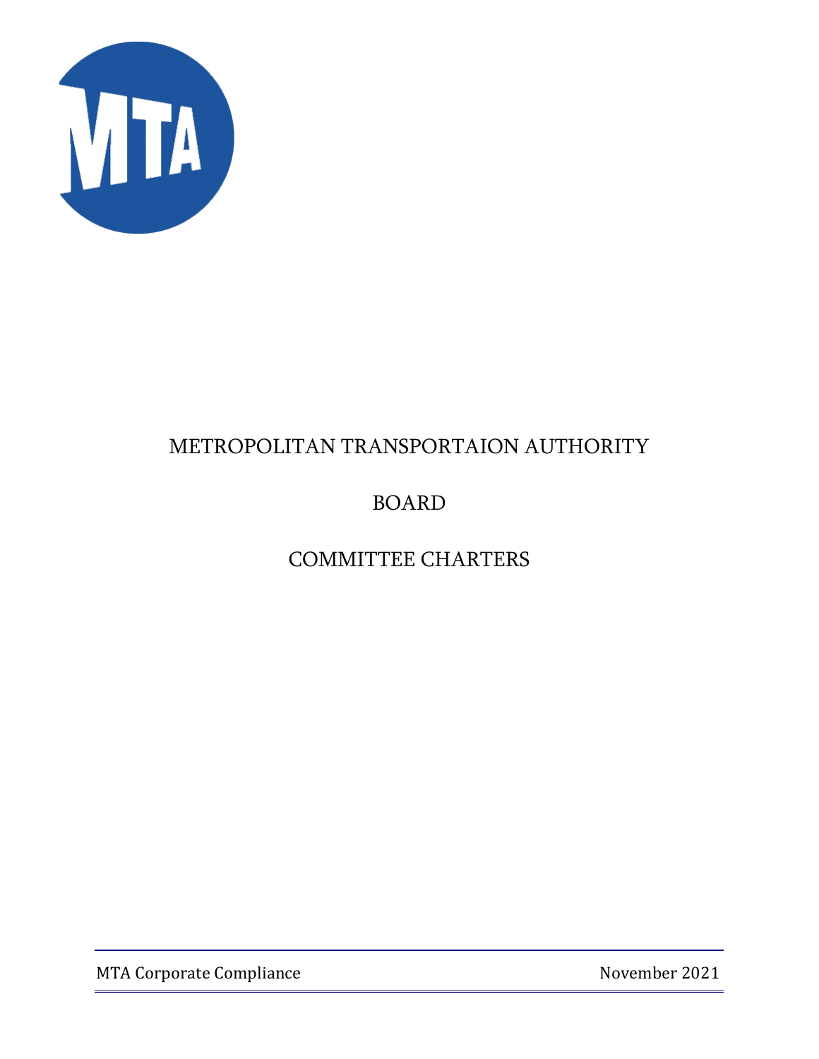# METROPOLITAN TRANSPORTAION AUTHORITY

# BOARD

# COMMITTEE CHARTERS

MTA Corporate Compliance

November 2021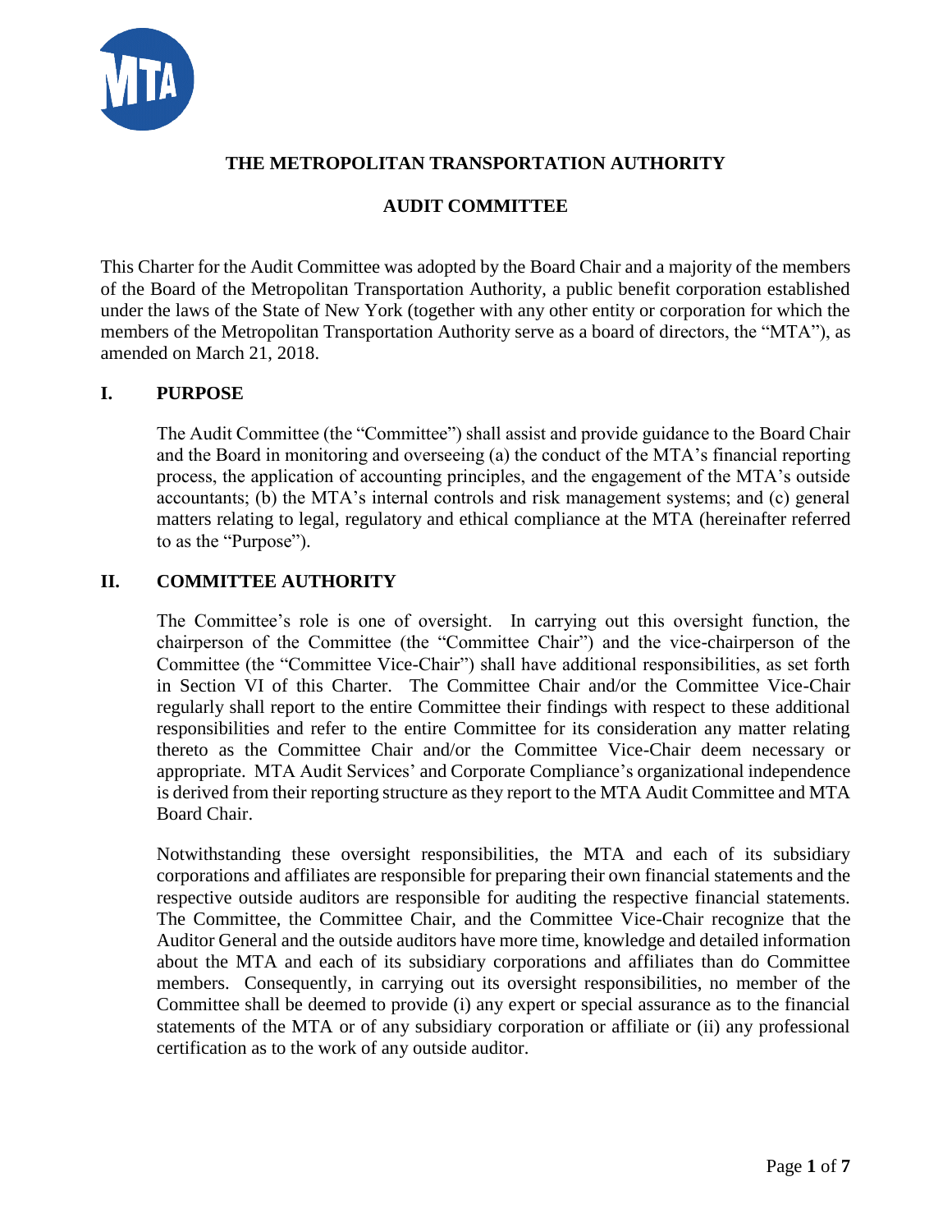# THE METROPOLITAN TRANSPORTATION AUTHORITY

## AUDIT COMMITTEE

This Charter for the Audit Committee was adopted by the Board Chair and a majority of the members of the Board of the Metropolitan Transportation Authority, a public benefit corporation established under the laws of the State of New York (together with any other entity or corporation for which the members of the Metropolitan Transportation Authority serve as a board of directors, the "MTA"), as amended on March 21, 2018.

## I. PURPOSE

The Audit Committee (the "Committee") shall assist and provide guidance to the Board Chair and the Board in monitoring and overseeing (a) the conduct of the MTA's financial reporting process, the application of accounting principles, and the engagement of the MTA's outside accountants; (b) the MTA's internal controls and risk management systems; and (c) general matters relating to legal, regulatory and ethical compliance at the MTA (hereinafter referred to as the "Purpose").

## II. COMMITTEE AUTHORITY

The Committee's role is one of oversight. In carrying out this oversight function, the chairperson of the Committee (the "Committee Chair") and the vice-chairperson of the Committee (the "Committee Vice-Chair") shall have additional responsibilities, as set forth in Section VI of this Charter. The Committee Chair and/or the Committee Vice-Chair regularly shall report to the entire Committee their findings with respect to these additional responsibilities and refer to the entire Committee for its consideration any matter relating thereto as the Committee Chair and/or the Committee Vice-Chair deem necessary or appropriate. MTA Audit Services' and Corporate Compliance's organizational independence is derived from their reporting structure as they report to the MTA Audit Committee and MTA Board Chair.

Notwithstanding these oversight responsibilities, the MTA and each of its subsidiary corporations and affiliates are responsible for preparing their own financial statements and the respective outside auditors are responsible for auditing the respective financial statements. The Committee, the Committee Chair, and the Committee Vice-Chair recognize that the Auditor General and the outside auditors have more time, knowledge and detailed information about the MTA and each of its subsidiary corporations and affiliates than do Committee members. Consequently, in carrying out its oversight responsibilities, no member of the Committee shall be deemed to provide (i) any expert or special assurance as to the financial statements of the MTA or of any subsidiary corporation or affiliate or (ii) any professional certification as to the work of any outside auditor.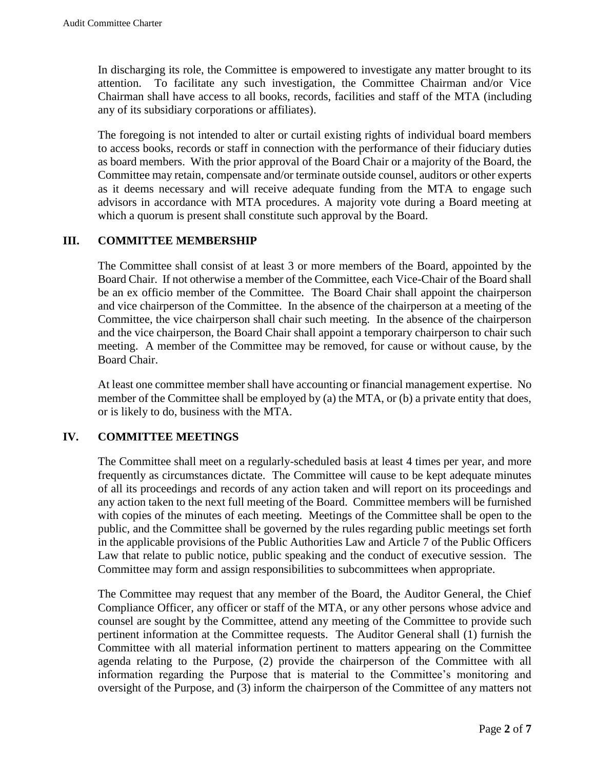In discharging its role, the Committee is empowered to investigate any matter brought to its attention. To facilitate any such investigation, the Committee Chairman and/or Vice Chairman shall have access to all books, records, facilities and staff of the MTA (including any of its subsidiary corporations or affiliates).

The foregoing is not intended to alter or curtail existing rights of individual board members to access books, records or staff in connection with the performance of their fiduciary duties as board members. With the prior approval of the Board Chair or a majority of the Board, the Committee may retain, compensate and/or terminate outside counsel, auditors or other experts as it deems necessary and will receive adequate funding from the MTA to engage such advisors in accordance with MTA procedures. A majority vote during a Board meeting at which a quorum is present shall constitute such approval by the Board.

## III. COMMITTEE MEMBERSHIP

The Committee shall consist of at least 3 or more members of the Board, appointed by the Board Chair. If not otherwise a member of the Committee, each Vice-Chair of the Board shall be an ex officio member of the Committee. The Board Chair shall appoint the chairperson and vice chairperson of the Committee. In the absence of the chairperson at a meeting of the Committee, the vice chairperson shall chair such meeting. In the absence of the chairperson and the vice chairperson, the Board Chair shall appoint a temporary chairperson to chair such meeting. A member of the Committee may be removed, for cause or without cause, by the Board Chair.

At least one committee member shall have accounting or financial management expertise. No member of the Committee shall be employed by (a) the MTA, or (b) a private entity that does, or is likely to do, business with the MTA.

## IV. COMMITTEE MEETINGS

The Committee shall meet on a regularly-scheduled basis at least 4 times per year, and more frequently as circumstances dictate. The Committee will cause to be kept adequate minutes of all its proceedings and records of any action taken and will report on its proceedings and any action taken to the next full meeting of the Board. Committee members will be furnished with copies of the minutes of each meeting. Meetings of the Committee shall be open to the public, and the Committee shall be governed by the rules regarding public meetings set forth in the applicable provisions of the Public Authorities Law and Article 7 of the Public Officers Law that relate to public notice, public speaking and the conduct of executive session. The Committee may form and assign responsibilities to subcommittees when appropriate.

The Committee may request that any member of the Board, the Auditor General, the Chief Compliance Officer, any officer or staff of the MTA, or any other persons whose advice and counsel are sought by the Committee, attend any meeting of the Committee to provide such pertinent information at the Committee requests. The Auditor General shall (1) furnish the Committee with all material information pertinent to matters appearing on the Committee agenda relating to the Purpose, (2) provide the chairperson of the Committee with all information regarding the Purpose that is material to the Committee's monitoring and oversight of the Purpose, and (3) inform the chairperson of the Committee of any matters not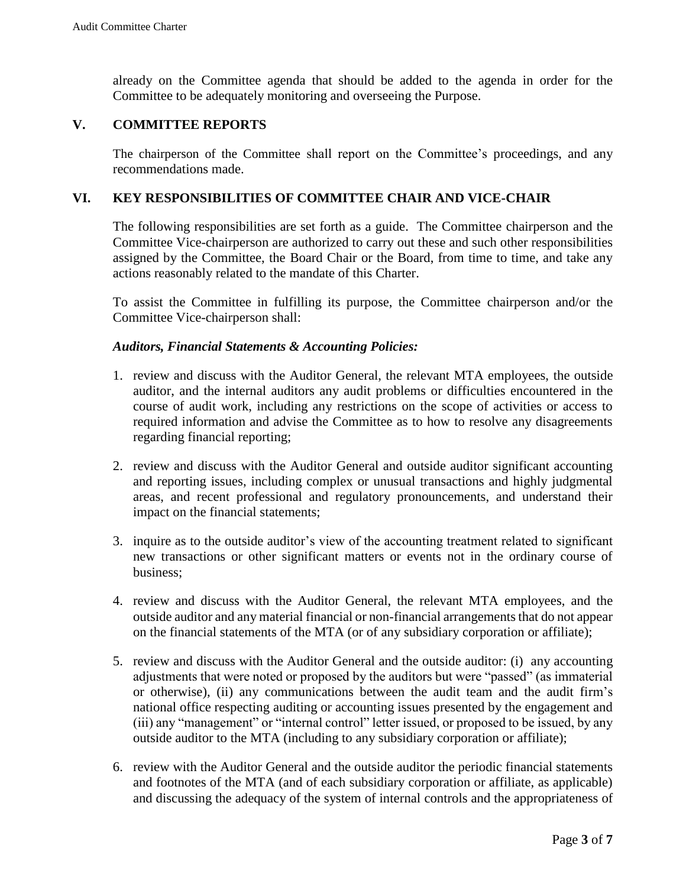already on the Committee agenda that should be added to the agenda in order for the Committee to be adequately monitoring and overseeing the Purpose.

## V. COMMITTEE REPORTS

The chairperson of the Committee shall report on the Committee's proceedings, and any recommendations made.

## VI. KEY RESPONSIBILITIES OF COMMITTEE CHAIR AND VICE-CHAIR

The following responsibilities are set forth as a guide. The Committee chairperson and the Committee Vice-chairperson are authorized to carry out these and such other responsibilities assigned by the Committee, the Board Chair or the Board, from time to time, and take any actions reasonably related to the mandate of this Charter.

To assist the Committee in fulfilling its purpose, the Committee chairperson and/or the Committee Vice-chairperson shall:

***Auditors, Financial Statements & Accounting Policies:***

1. review and discuss with the Auditor General, the relevant MTA employees, the outside auditor, and the internal auditors any audit problems or difficulties encountered in the course of audit work, including any restrictions on the scope of activities or access to required information and advise the Committee as to how to resolve any disagreements regarding financial reporting;

2. review and discuss with the Auditor General and outside auditor significant accounting and reporting issues, including complex or unusual transactions and highly judgmental areas, and recent professional and regulatory pronouncements, and understand their impact on the financial statements;

3. inquire as to the outside auditor's view of the accounting treatment related to significant new transactions or other significant matters or events not in the ordinary course of business;

4. review and discuss with the Auditor General, the relevant MTA employees, and the outside auditor and any material financial or non-financial arrangements that do not appear on the financial statements of the MTA (or of any subsidiary corporation or affiliate);

5. review and discuss with the Auditor General and the outside auditor: (i) any accounting adjustments that were noted or proposed by the auditors but were "passed" (as immaterial or otherwise), (ii) any communications between the audit team and the audit firm's national office respecting auditing or accounting issues presented by the engagement and (iii) any "management" or "internal control" letter issued, or proposed to be issued, by any outside auditor to the MTA (including to any subsidiary corporation or affiliate);

6. review with the Auditor General and the outside auditor the periodic financial statements and footnotes of the MTA (and of each subsidiary corporation or affiliate, as applicable) and discussing the adequacy of the system of internal controls and the appropriateness of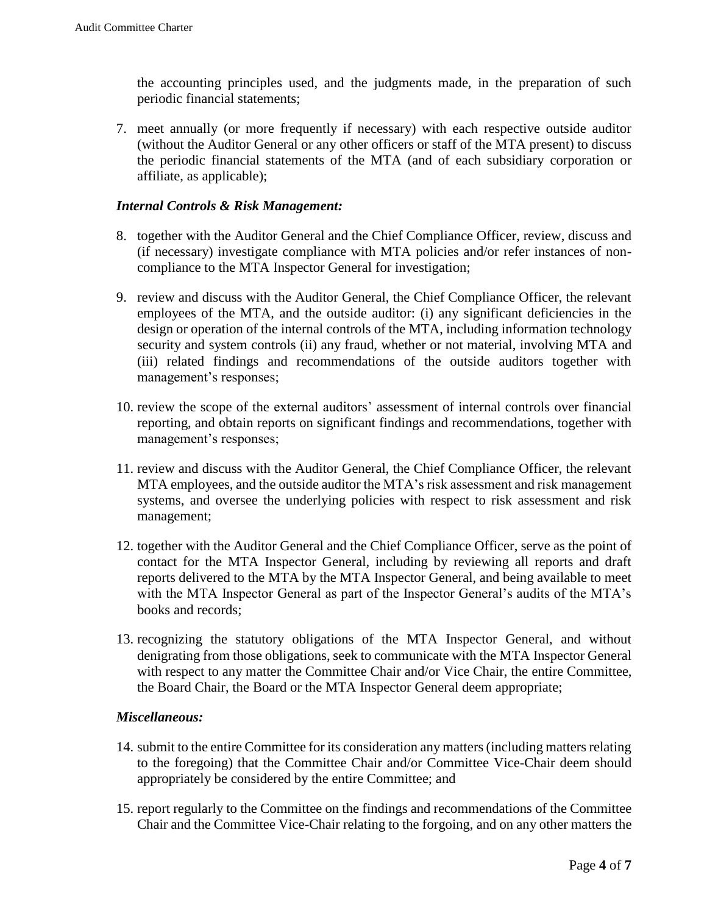the accounting principles used, and the judgments made, in the preparation of such periodic financial statements;

7. meet annually (or more frequently if necessary) with each respective outside auditor (without the Auditor General or any other officers or staff of the MTA present) to discuss the periodic financial statements of the MTA (and of each subsidiary corporation or affiliate, as applicable);

### *Internal Controls & Risk Management:*

8. together with the Auditor General and the Chief Compliance Officer, review, discuss and (if necessary) investigate compliance with MTA policies and/or refer instances of non-compliance to the MTA Inspector General for investigation;

9. review and discuss with the Auditor General, the Chief Compliance Officer, the relevant employees of the MTA, and the outside auditor: (i) any significant deficiencies in the design or operation of the internal controls of the MTA, including information technology security and system controls (ii) any fraud, whether or not material, involving MTA and (iii) related findings and recommendations of the outside auditors together with management's responses;

10. review the scope of the external auditors' assessment of internal controls over financial reporting, and obtain reports on significant findings and recommendations, together with management's responses;

11. review and discuss with the Auditor General, the Chief Compliance Officer, the relevant MTA employees, and the outside auditor the MTA's risk assessment and risk management systems, and oversee the underlying policies with respect to risk assessment and risk management;

12. together with the Auditor General and the Chief Compliance Officer, serve as the point of contact for the MTA Inspector General, including by reviewing all reports and draft reports delivered to the MTA by the MTA Inspector General, and being available to meet with the MTA Inspector General as part of the Inspector General's audits of the MTA's books and records;

13. recognizing the statutory obligations of the MTA Inspector General, and without denigrating from those obligations, seek to communicate with the MTA Inspector General with respect to any matter the Committee Chair and/or Vice Chair, the entire Committee, the Board Chair, the Board or the MTA Inspector General deem appropriate;

### *Miscellaneous:*

14. submit to the entire Committee for its consideration any matters (including matters relating to the foregoing) that the Committee Chair and/or Committee Vice-Chair deem should appropriately be considered by the entire Committee; and

15. report regularly to the Committee on the findings and recommendations of the Committee Chair and the Committee Vice-Chair relating to the forgoing, and on any other matters the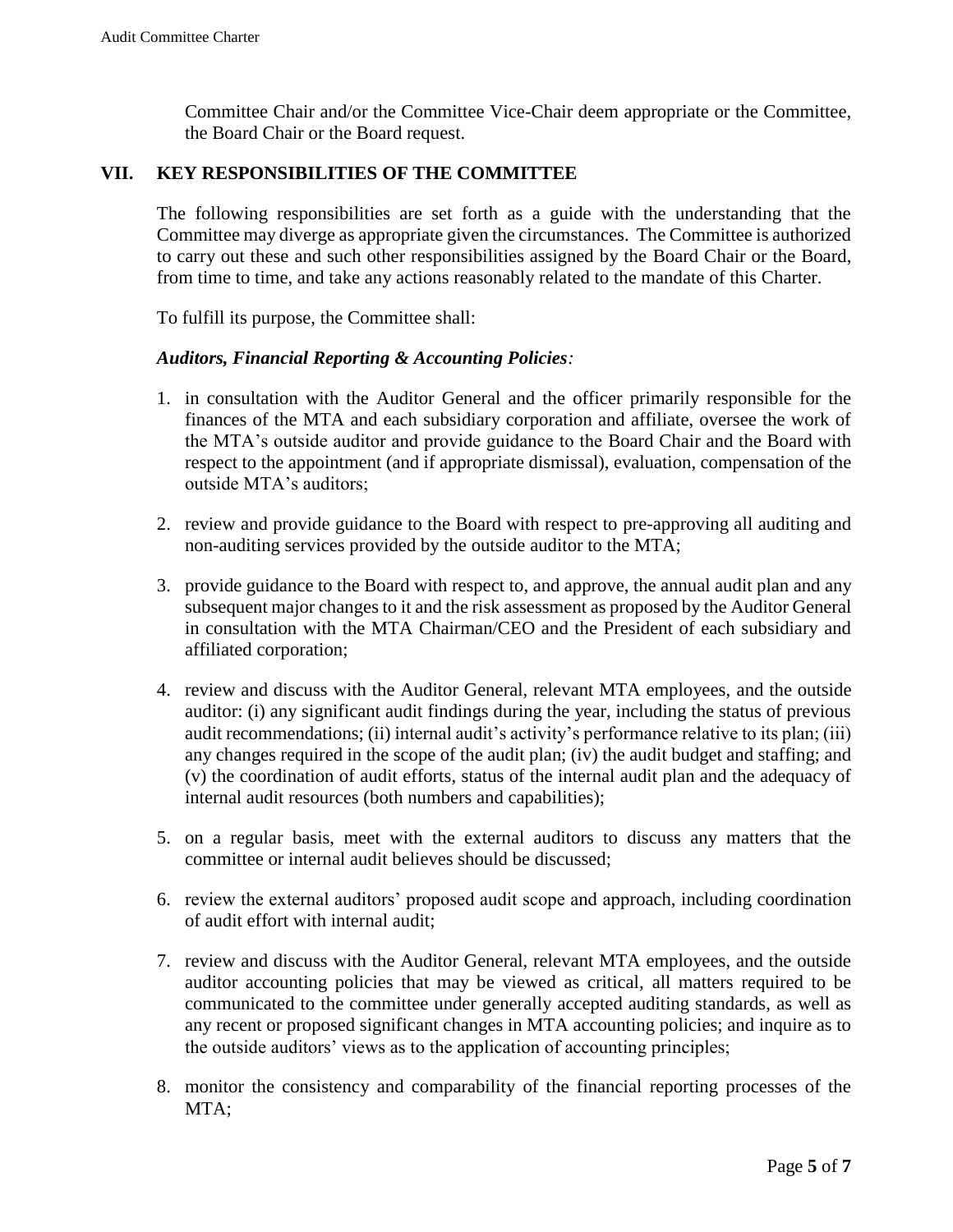Committee Chair and/or the Committee Vice-Chair deem appropriate or the Committee, the Board Chair or the Board request.

## VII. KEY RESPONSIBILITIES OF THE COMMITTEE

The following responsibilities are set forth as a guide with the understanding that the Committee may diverge as appropriate given the circumstances. The Committee is authorized to carry out these and such other responsibilities assigned by the Board Chair or the Board, from time to time, and take any actions reasonably related to the mandate of this Charter.

To fulfill its purpose, the Committee shall:

***Auditors, Financial Reporting & Accounting Policies:***

1. in consultation with the Auditor General and the officer primarily responsible for the finances of the MTA and each subsidiary corporation and affiliate, oversee the work of the MTA's outside auditor and provide guidance to the Board Chair and the Board with respect to the appointment (and if appropriate dismissal), evaluation, compensation of the outside MTA's auditors;

2. review and provide guidance to the Board with respect to pre-approving all auditing and non-auditing services provided by the outside auditor to the MTA;

3. provide guidance to the Board with respect to, and approve, the annual audit plan and any subsequent major changes to it and the risk assessment as proposed by the Auditor General in consultation with the MTA Chairman/CEO and the President of each subsidiary and affiliated corporation;

4. review and discuss with the Auditor General, relevant MTA employees, and the outside auditor: (i) any significant audit findings during the year, including the status of previous audit recommendations; (ii) internal audit's activity's performance relative to its plan; (iii) any changes required in the scope of the audit plan; (iv) the audit budget and staffing; and (v) the coordination of audit efforts, status of the internal audit plan and the adequacy of internal audit resources (both numbers and capabilities);

5. on a regular basis, meet with the external auditors to discuss any matters that the committee or internal audit believes should be discussed;

6. review the external auditors' proposed audit scope and approach, including coordination of audit effort with internal audit;

7. review and discuss with the Auditor General, relevant MTA employees, and the outside auditor accounting policies that may be viewed as critical, all matters required to be communicated to the committee under generally accepted auditing standards, as well as any recent or proposed significant changes in MTA accounting policies; and inquire as to the outside auditors' views as to the application of accounting principles;

8. monitor the consistency and comparability of the financial reporting processes of the MTA;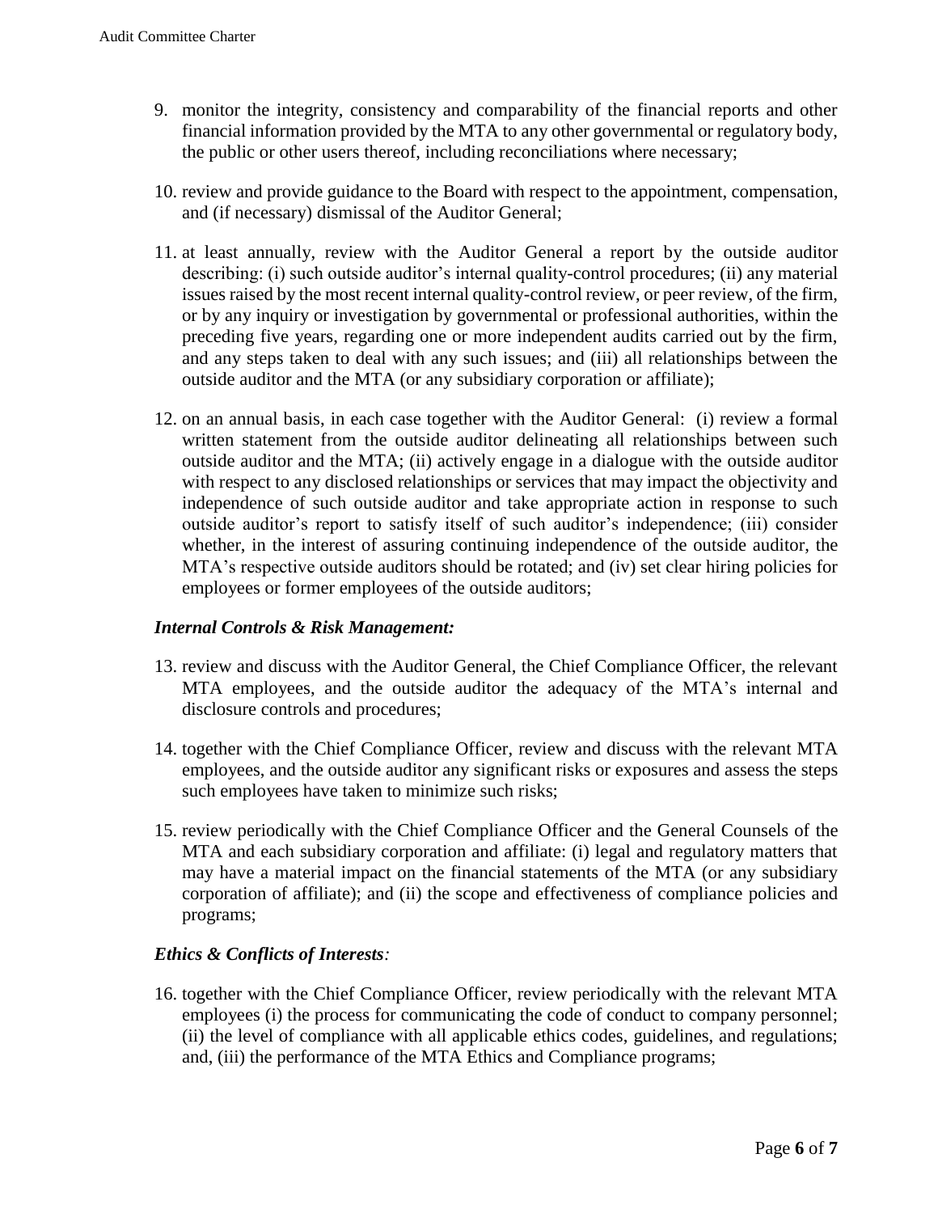9. monitor the integrity, consistency and comparability of the financial reports and other financial information provided by the MTA to any other governmental or regulatory body, the public or other users thereof, including reconciliations where necessary;

10. review and provide guidance to the Board with respect to the appointment, compensation, and (if necessary) dismissal of the Auditor General;

11. at least annually, review with the Auditor General a report by the outside auditor describing: (i) such outside auditor's internal quality-control procedures; (ii) any material issues raised by the most recent internal quality-control review, or peer review, of the firm, or by any inquiry or investigation by governmental or professional authorities, within the preceding five years, regarding one or more independent audits carried out by the firm, and any steps taken to deal with any such issues; and (iii) all relationships between the outside auditor and the MTA (or any subsidiary corporation or affiliate);

12. on an annual basis, in each case together with the Auditor General: (i) review a formal written statement from the outside auditor delineating all relationships between such outside auditor and the MTA; (ii) actively engage in a dialogue with the outside auditor with respect to any disclosed relationships or services that may impact the objectivity and independence of such outside auditor and take appropriate action in response to such outside auditor's report to satisfy itself of such auditor's independence; (iii) consider whether, in the interest of assuring continuing independence of the outside auditor, the MTA's respective outside auditors should be rotated; and (iv) set clear hiring policies for employees or former employees of the outside auditors;

### *Internal Controls & Risk Management:*

13. review and discuss with the Auditor General, the Chief Compliance Officer, the relevant MTA employees, and the outside auditor the adequacy of the MTA's internal and disclosure controls and procedures;

14. together with the Chief Compliance Officer, review and discuss with the relevant MTA employees, and the outside auditor any significant risks or exposures and assess the steps such employees have taken to minimize such risks;

15. review periodically with the Chief Compliance Officer and the General Counsels of the MTA and each subsidiary corporation and affiliate: (i) legal and regulatory matters that may have a material impact on the financial statements of the MTA (or any subsidiary corporation of affiliate); and (ii) the scope and effectiveness of compliance policies and programs;

### *Ethics & Conflicts of Interests:*

16. together with the Chief Compliance Officer, review periodically with the relevant MTA employees (i) the process for communicating the code of conduct to company personnel; (ii) the level of compliance with all applicable ethics codes, guidelines, and regulations; and, (iii) the performance of the MTA Ethics and Compliance programs;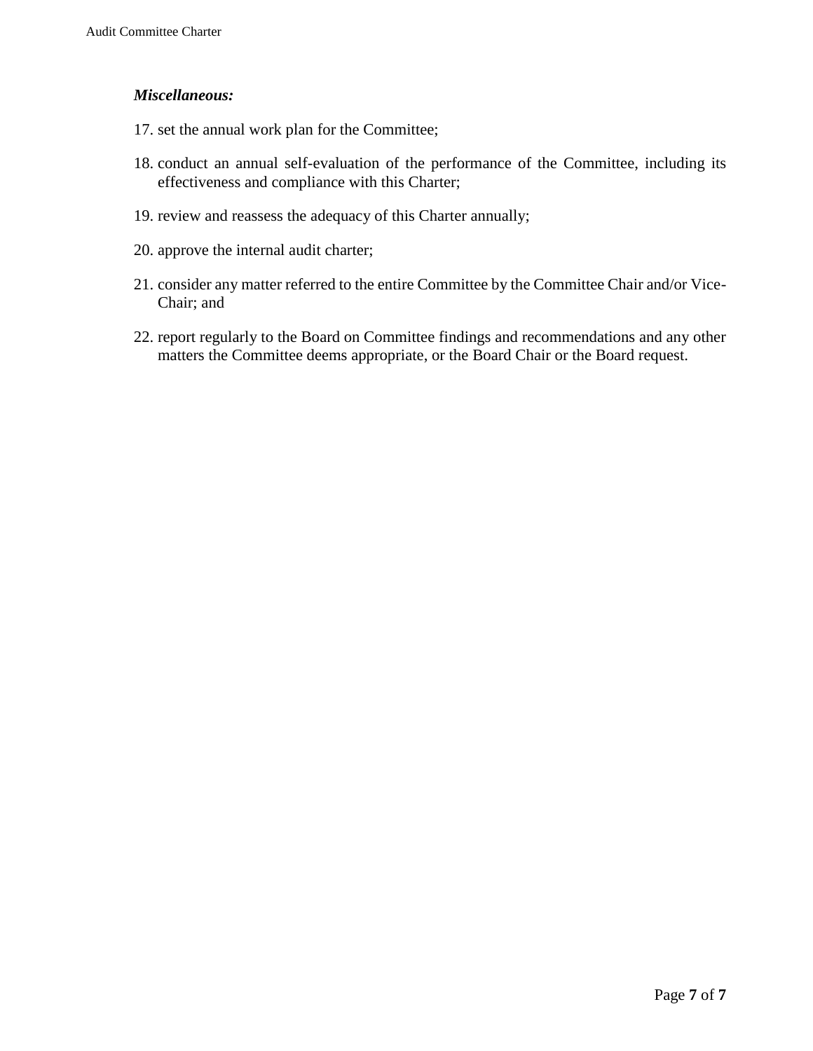***Miscellaneous:***

17. set the annual work plan for the Committee;
18. conduct an annual self-evaluation of the performance of the Committee, including its effectiveness and compliance with this Charter;
19. review and reassess the adequacy of this Charter annually;
20. approve the internal audit charter;
21. consider any matter referred to the entire Committee by the Committee Chair and/or Vice-Chair; and
22. report regularly to the Board on Committee findings and recommendations and any other matters the Committee deems appropriate, or the Board Chair or the Board request.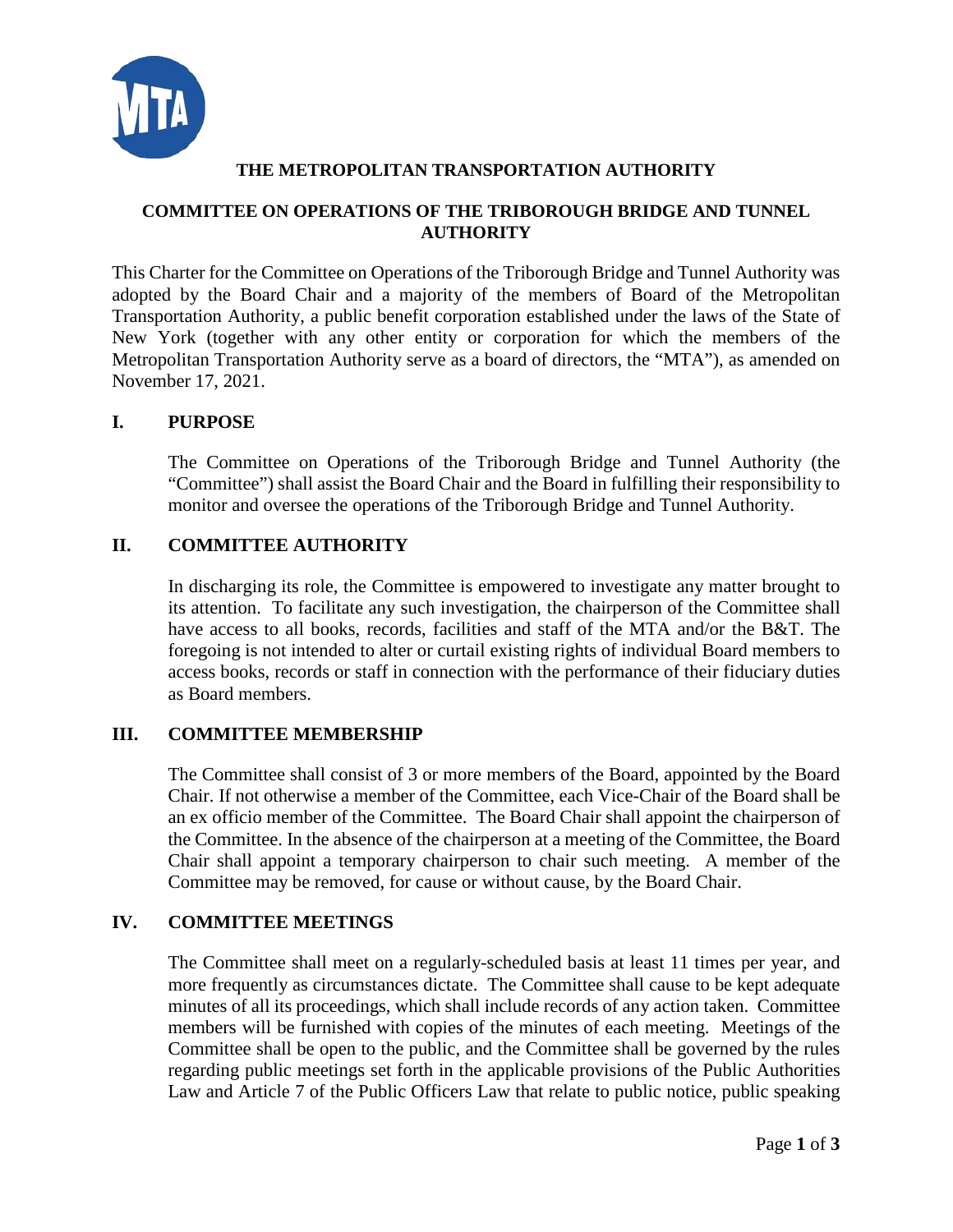# THE METROPOLITAN TRANSPORTATION AUTHORITY

## COMMITTEE ON OPERATIONS OF THE TRIBOROUGH BRIDGE AND TUNNEL AUTHORITY

This Charter for the Committee on Operations of the Triborough Bridge and Tunnel Authority was adopted by the Board Chair and a majority of the members of Board of the Metropolitan Transportation Authority, a public benefit corporation established under the laws of the State of New York (together with any other entity or corporation for which the members of the Metropolitan Transportation Authority serve as a board of directors, the "MTA"), as amended on November 17, 2021.

### I. PURPOSE

The Committee on Operations of the Triborough Bridge and Tunnel Authority (the "Committee") shall assist the Board Chair and the Board in fulfilling their responsibility to monitor and oversee the operations of the Triborough Bridge and Tunnel Authority.

### II. COMMITTEE AUTHORITY

In discharging its role, the Committee is empowered to investigate any matter brought to its attention. To facilitate any such investigation, the chairperson of the Committee shall have access to all books, records, facilities and staff of the MTA and/or the B&T. The foregoing is not intended to alter or curtail existing rights of individual Board members to access books, records or staff in connection with the performance of their fiduciary duties as Board members.

### III. COMMITTEE MEMBERSHIP

The Committee shall consist of 3 or more members of the Board, appointed by the Board Chair. If not otherwise a member of the Committee, each Vice-Chair of the Board shall be an ex officio member of the Committee. The Board Chair shall appoint the chairperson of the Committee. In the absence of the chairperson at a meeting of the Committee, the Board Chair shall appoint a temporary chairperson to chair such meeting. A member of the Committee may be removed, for cause or without cause, by the Board Chair.

### IV. COMMITTEE MEETINGS

The Committee shall meet on a regularly-scheduled basis at least 11 times per year, and more frequently as circumstances dictate. The Committee shall cause to be kept adequate minutes of all its proceedings, which shall include records of any action taken. Committee members will be furnished with copies of the minutes of each meeting. Meetings of the Committee shall be open to the public, and the Committee shall be governed by the rules regarding public meetings set forth in the applicable provisions of the Public Authorities Law and Article 7 of the Public Officers Law that relate to public notice, public speaking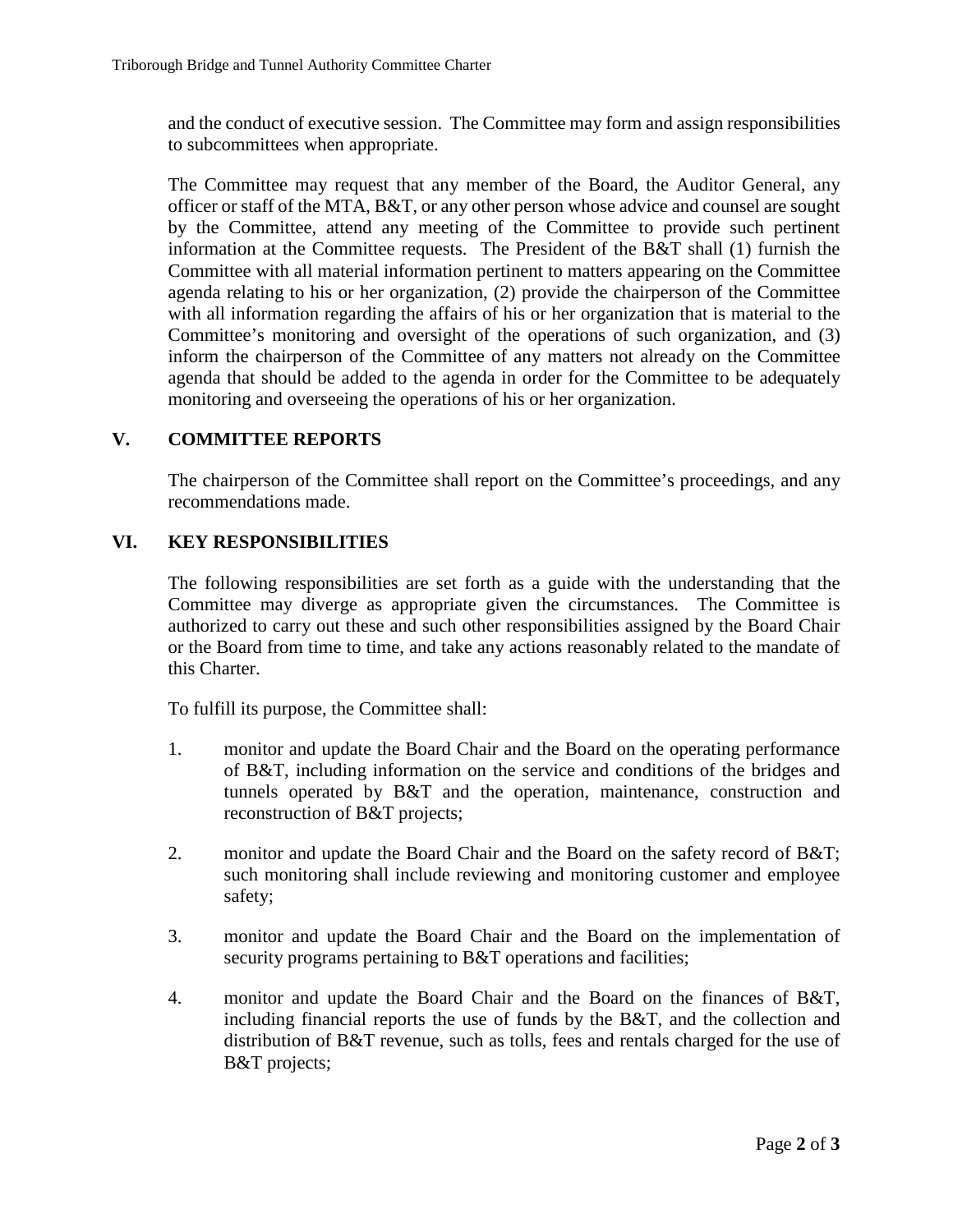and the conduct of executive session. The Committee may form and assign responsibilities to subcommittees when appropriate.

The Committee may request that any member of the Board, the Auditor General, any officer or staff of the MTA, B&T, or any other person whose advice and counsel are sought by the Committee, attend any meeting of the Committee to provide such pertinent information at the Committee requests. The President of the B&T shall (1) furnish the Committee with all material information pertinent to matters appearing on the Committee agenda relating to his or her organization, (2) provide the chairperson of the Committee with all information regarding the affairs of his or her organization that is material to the Committee's monitoring and oversight of the operations of such organization, and (3) inform the chairperson of the Committee of any matters not already on the Committee agenda that should be added to the agenda in order for the Committee to be adequately monitoring and overseeing the operations of his or her organization.

## V. COMMITTEE REPORTS

The chairperson of the Committee shall report on the Committee's proceedings, and any recommendations made.

## VI. KEY RESPONSIBILITIES

The following responsibilities are set forth as a guide with the understanding that the Committee may diverge as appropriate given the circumstances. The Committee is authorized to carry out these and such other responsibilities assigned by the Board Chair or the Board from time to time, and take any actions reasonably related to the mandate of this Charter.

To fulfill its purpose, the Committee shall:

1. monitor and update the Board Chair and the Board on the operating performance of B&T, including information on the service and conditions of the bridges and tunnels operated by B&T and the operation, maintenance, construction and reconstruction of B&T projects;

2. monitor and update the Board Chair and the Board on the safety record of B&T; such monitoring shall include reviewing and monitoring customer and employee safety;

3. monitor and update the Board Chair and the Board on the implementation of security programs pertaining to B&T operations and facilities;

4. monitor and update the Board Chair and the Board on the finances of B&T, including financial reports the use of funds by the B&T, and the collection and distribution of B&T revenue, such as tolls, fees and rentals charged for the use of B&T projects;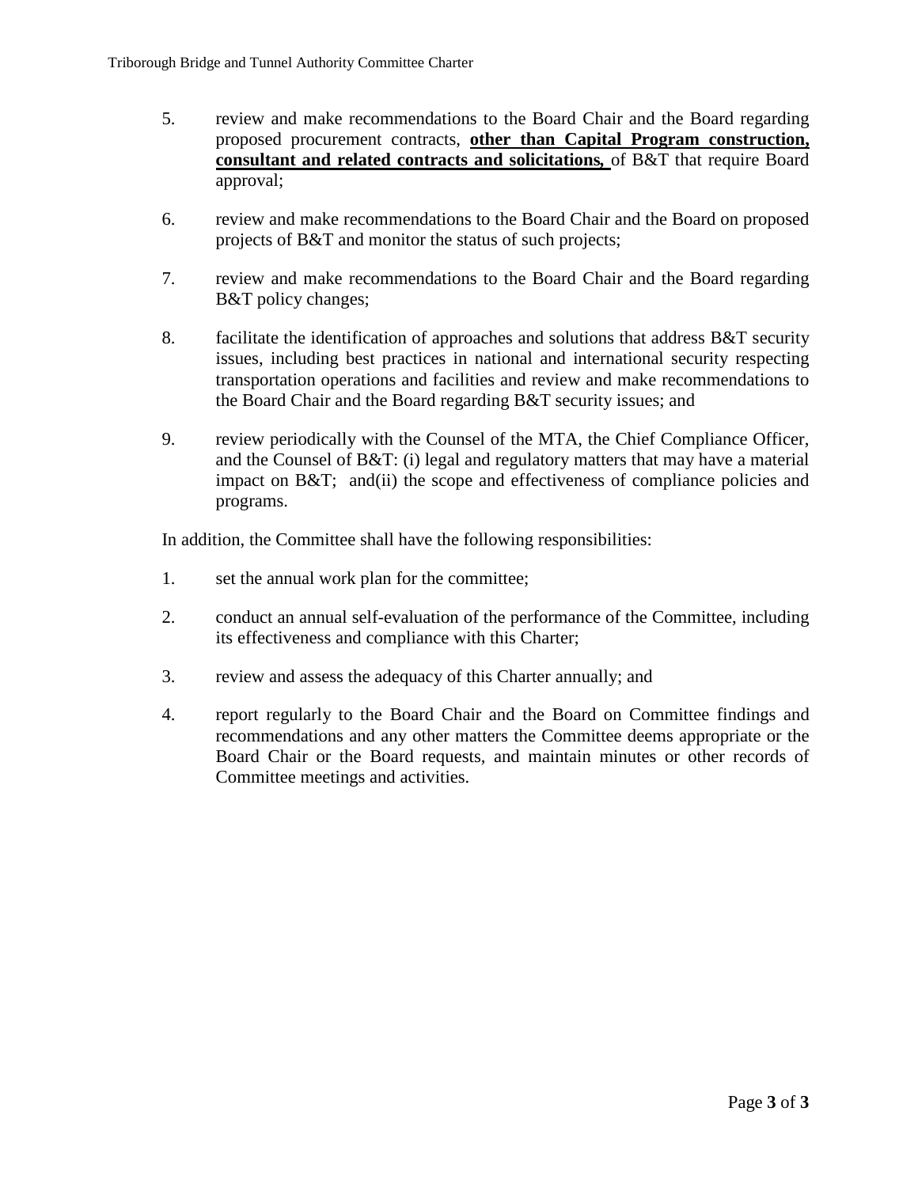5. review and make recommendations to the Board Chair and the Board regarding proposed procurement contracts, **other than Capital Program construction, consultant and related contracts and solicitations,** of B&T that require Board approval;

6. review and make recommendations to the Board Chair and the Board on proposed projects of B&T and monitor the status of such projects;

7. review and make recommendations to the Board Chair and the Board regarding B&T policy changes;

8. facilitate the identification of approaches and solutions that address B&T security issues, including best practices in national and international security respecting transportation operations and facilities and review and make recommendations to the Board Chair and the Board regarding B&T security issues; and

9. review periodically with the Counsel of the MTA, the Chief Compliance Officer, and the Counsel of B&T: (i) legal and regulatory matters that may have a material impact on B&T; and(ii) the scope and effectiveness of compliance policies and programs.

In addition, the Committee shall have the following responsibilities:

1. set the annual work plan for the committee;

2. conduct an annual self-evaluation of the performance of the Committee, including its effectiveness and compliance with this Charter;

3. review and assess the adequacy of this Charter annually; and

4. report regularly to the Board Chair and the Board on Committee findings and recommendations and any other matters the Committee deems appropriate or the Board Chair or the Board requests, and maintain minutes or other records of Committee meetings and activities.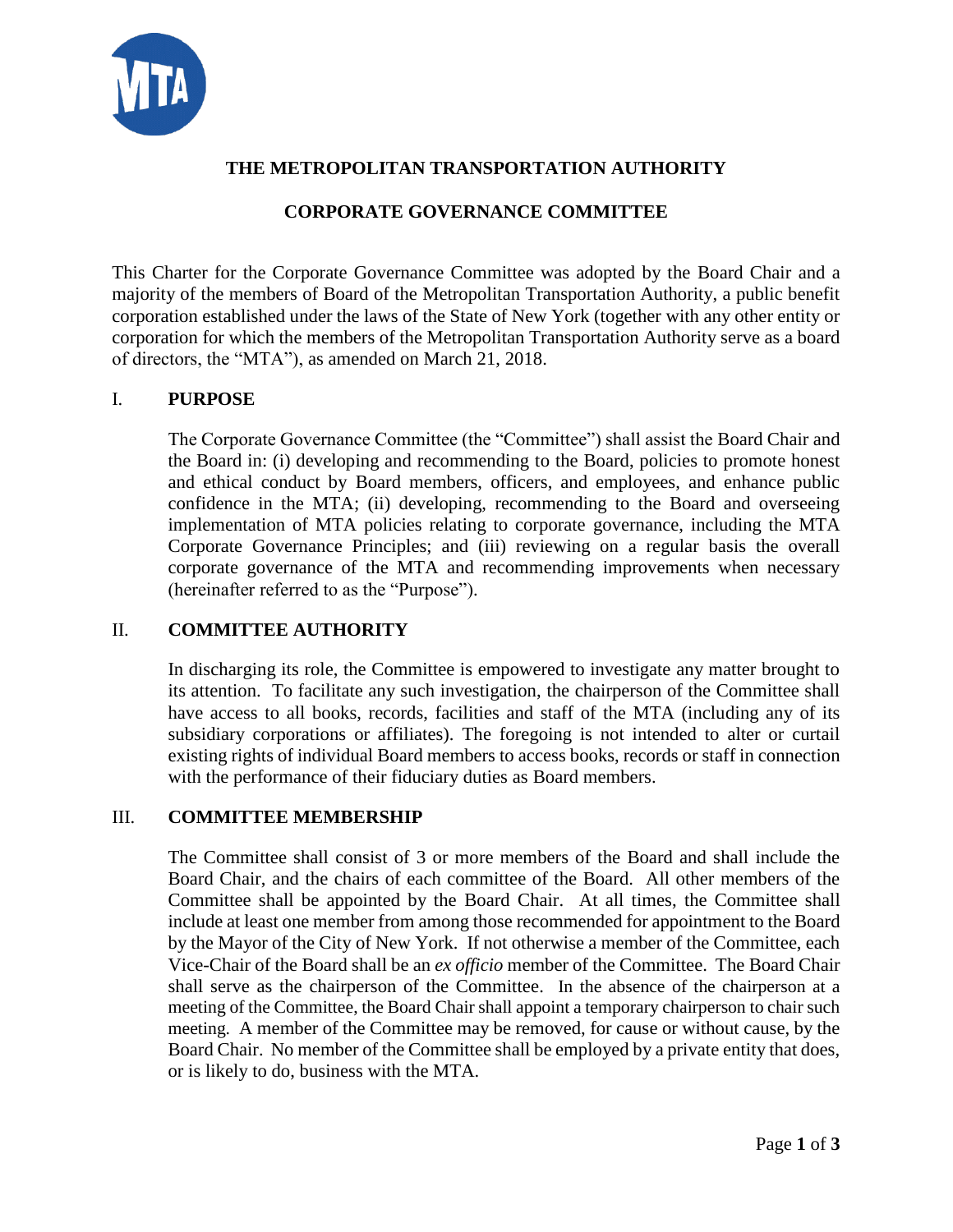# THE METROPOLITAN TRANSPORTATION AUTHORITY

## CORPORATE GOVERNANCE COMMITTEE

This Charter for the Corporate Governance Committee was adopted by the Board Chair and a majority of the members of Board of the Metropolitan Transportation Authority, a public benefit corporation established under the laws of the State of New York (together with any other entity or corporation for which the members of the Metropolitan Transportation Authority serve as a board of directors, the "MTA"), as amended on March 21, 2018.

## I. PURPOSE

The Corporate Governance Committee (the "Committee") shall assist the Board Chair and the Board in: (i) developing and recommending to the Board, policies to promote honest and ethical conduct by Board members, officers, and employees, and enhance public confidence in the MTA; (ii) developing, recommending to the Board and overseeing implementation of MTA policies relating to corporate governance, including the MTA Corporate Governance Principles; and (iii) reviewing on a regular basis the overall corporate governance of the MTA and recommending improvements when necessary (hereinafter referred to as the "Purpose").

## II. COMMITTEE AUTHORITY

In discharging its role, the Committee is empowered to investigate any matter brought to its attention. To facilitate any such investigation, the chairperson of the Committee shall have access to all books, records, facilities and staff of the MTA (including any of its subsidiary corporations or affiliates). The foregoing is not intended to alter or curtail existing rights of individual Board members to access books, records or staff in connection with the performance of their fiduciary duties as Board members.

## III. COMMITTEE MEMBERSHIP

The Committee shall consist of 3 or more members of the Board and shall include the Board Chair, and the chairs of each committee of the Board. All other members of the Committee shall be appointed by the Board Chair. At all times, the Committee shall include at least one member from among those recommended for appointment to the Board by the Mayor of the City of New York. If not otherwise a member of the Committee, each Vice-Chair of the Board shall be an *ex officio* member of the Committee. The Board Chair shall serve as the chairperson of the Committee. In the absence of the chairperson at a meeting of the Committee, the Board Chair shall appoint a temporary chairperson to chair such meeting. A member of the Committee may be removed, for cause or without cause, by the Board Chair. No member of the Committee shall be employed by a private entity that does, or is likely to do, business with the MTA.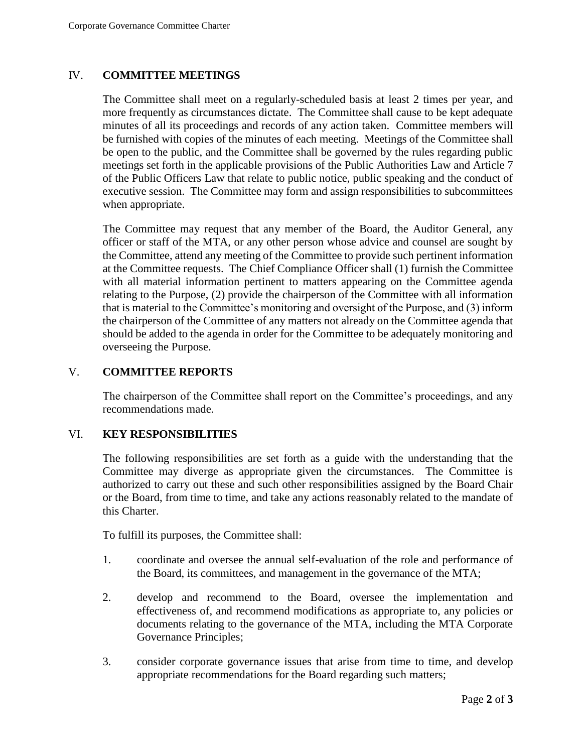## IV. COMMITTEE MEETINGS

The Committee shall meet on a regularly-scheduled basis at least 2 times per year, and more frequently as circumstances dictate. The Committee shall cause to be kept adequate minutes of all its proceedings and records of any action taken. Committee members will be furnished with copies of the minutes of each meeting. Meetings of the Committee shall be open to the public, and the Committee shall be governed by the rules regarding public meetings set forth in the applicable provisions of the Public Authorities Law and Article 7 of the Public Officers Law that relate to public notice, public speaking and the conduct of executive session. The Committee may form and assign responsibilities to subcommittees when appropriate.

The Committee may request that any member of the Board, the Auditor General, any officer or staff of the MTA, or any other person whose advice and counsel are sought by the Committee, attend any meeting of the Committee to provide such pertinent information at the Committee requests. The Chief Compliance Officer shall (1) furnish the Committee with all material information pertinent to matters appearing on the Committee agenda relating to the Purpose, (2) provide the chairperson of the Committee with all information that is material to the Committee's monitoring and oversight of the Purpose, and (3) inform the chairperson of the Committee of any matters not already on the Committee agenda that should be added to the agenda in order for the Committee to be adequately monitoring and overseeing the Purpose.

## V. COMMITTEE REPORTS

The chairperson of the Committee shall report on the Committee's proceedings, and any recommendations made.

## VI. KEY RESPONSIBILITIES

The following responsibilities are set forth as a guide with the understanding that the Committee may diverge as appropriate given the circumstances. The Committee is authorized to carry out these and such other responsibilities assigned by the Board Chair or the Board, from time to time, and take any actions reasonably related to the mandate of this Charter.

To fulfill its purposes, the Committee shall:

1. coordinate and oversee the annual self-evaluation of the role and performance of the Board, its committees, and management in the governance of the MTA;

2. develop and recommend to the Board, oversee the implementation and effectiveness of, and recommend modifications as appropriate to, any policies or documents relating to the governance of the MTA, including the MTA Corporate Governance Principles;

3. consider corporate governance issues that arise from time to time, and develop appropriate recommendations for the Board regarding such matters;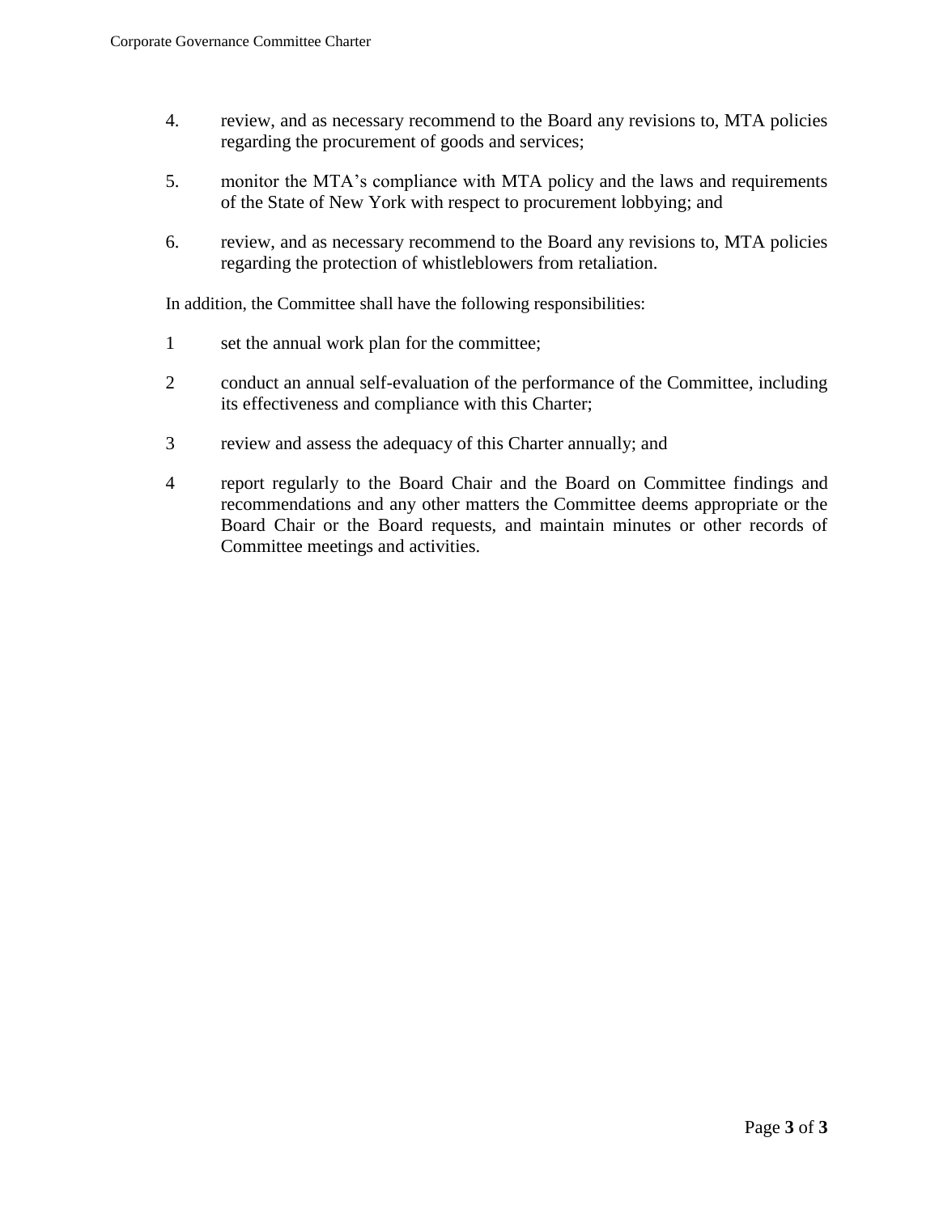4. review, and as necessary recommend to the Board any revisions to, MTA policies regarding the procurement of goods and services;

5. monitor the MTA's compliance with MTA policy and the laws and requirements of the State of New York with respect to procurement lobbying; and

6. review, and as necessary recommend to the Board any revisions to, MTA policies regarding the protection of whistleblowers from retaliation.

In addition, the Committee shall have the following responsibilities:

1 set the annual work plan for the committee;

2 conduct an annual self-evaluation of the performance of the Committee, including its effectiveness and compliance with this Charter;

3 review and assess the adequacy of this Charter annually; and

4 report regularly to the Board Chair and the Board on Committee findings and recommendations and any other matters the Committee deems appropriate or the Board Chair or the Board requests, and maintain minutes or other records of Committee meetings and activities.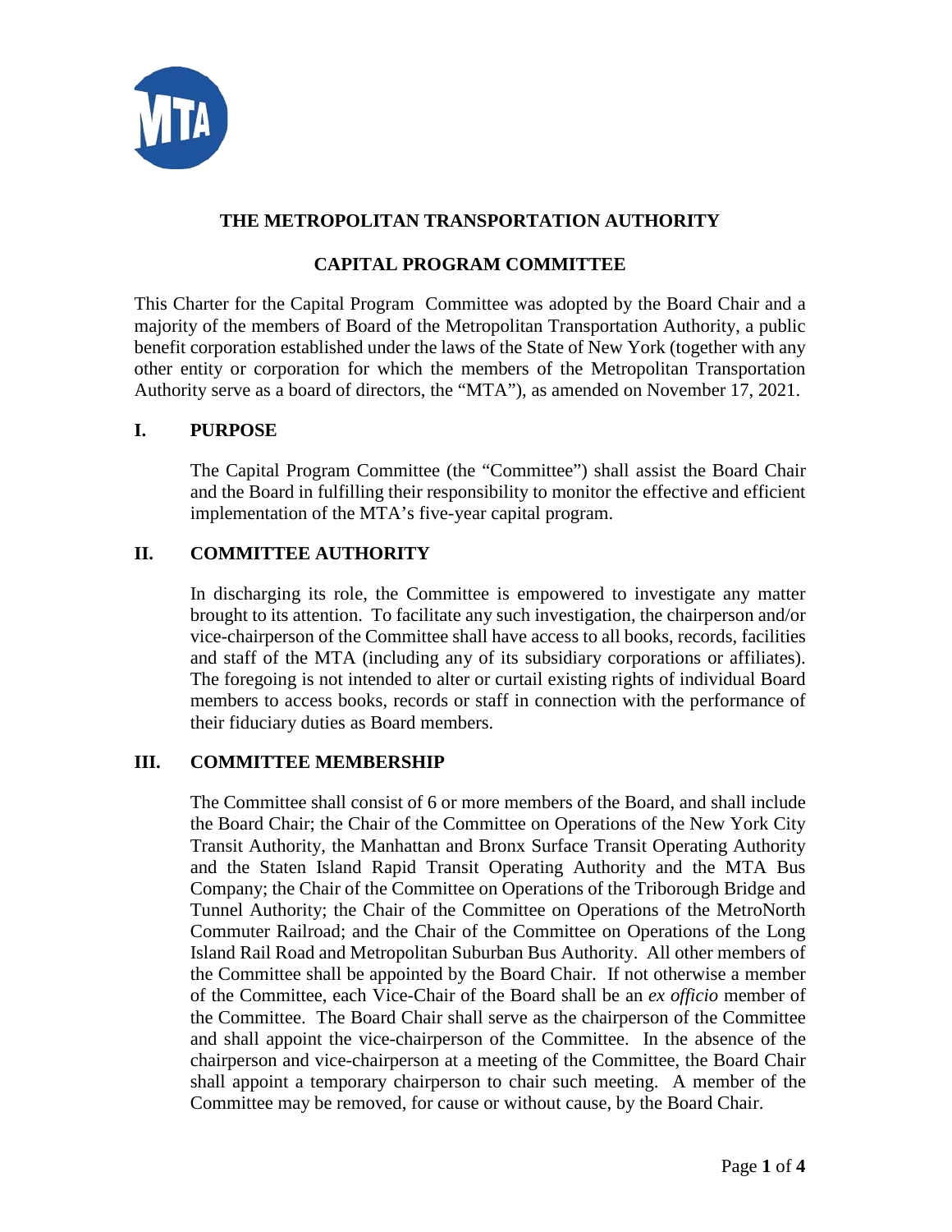# THE METROPOLITAN TRANSPORTATION AUTHORITY

## CAPITAL PROGRAM COMMITTEE

This Charter for the Capital Program Committee was adopted by the Board Chair and a majority of the members of Board of the Metropolitan Transportation Authority, a public benefit corporation established under the laws of the State of New York (together with any other entity or corporation for which the members of the Metropolitan Transportation Authority serve as a board of directors, the "MTA"), as amended on November 17, 2021.

### I. PURPOSE

The Capital Program Committee (the "Committee") shall assist the Board Chair and the Board in fulfilling their responsibility to monitor the effective and efficient implementation of the MTA's five-year capital program.

### II. COMMITTEE AUTHORITY

In discharging its role, the Committee is empowered to investigate any matter brought to its attention. To facilitate any such investigation, the chairperson and/or vice-chairperson of the Committee shall have access to all books, records, facilities and staff of the MTA (including any of its subsidiary corporations or affiliates). The foregoing is not intended to alter or curtail existing rights of individual Board members to access books, records or staff in connection with the performance of their fiduciary duties as Board members.

### III. COMMITTEE MEMBERSHIP

The Committee shall consist of 6 or more members of the Board, and shall include the Board Chair; the Chair of the Committee on Operations of the New York City Transit Authority, the Manhattan and Bronx Surface Transit Operating Authority and the Staten Island Rapid Transit Operating Authority and the MTA Bus Company; the Chair of the Committee on Operations of the Triborough Bridge and Tunnel Authority; the Chair of the Committee on Operations of the MetroNorth Commuter Railroad; and the Chair of the Committee on Operations of the Long Island Rail Road and Metropolitan Suburban Bus Authority. All other members of the Committee shall be appointed by the Board Chair. If not otherwise a member of the Committee, each Vice-Chair of the Board shall be an *ex officio* member of the Committee. The Board Chair shall serve as the chairperson of the Committee and shall appoint the vice-chairperson of the Committee. In the absence of the chairperson and vice-chairperson at a meeting of the Committee, the Board Chair shall appoint a temporary chairperson to chair such meeting. A member of the Committee may be removed, for cause or without cause, by the Board Chair.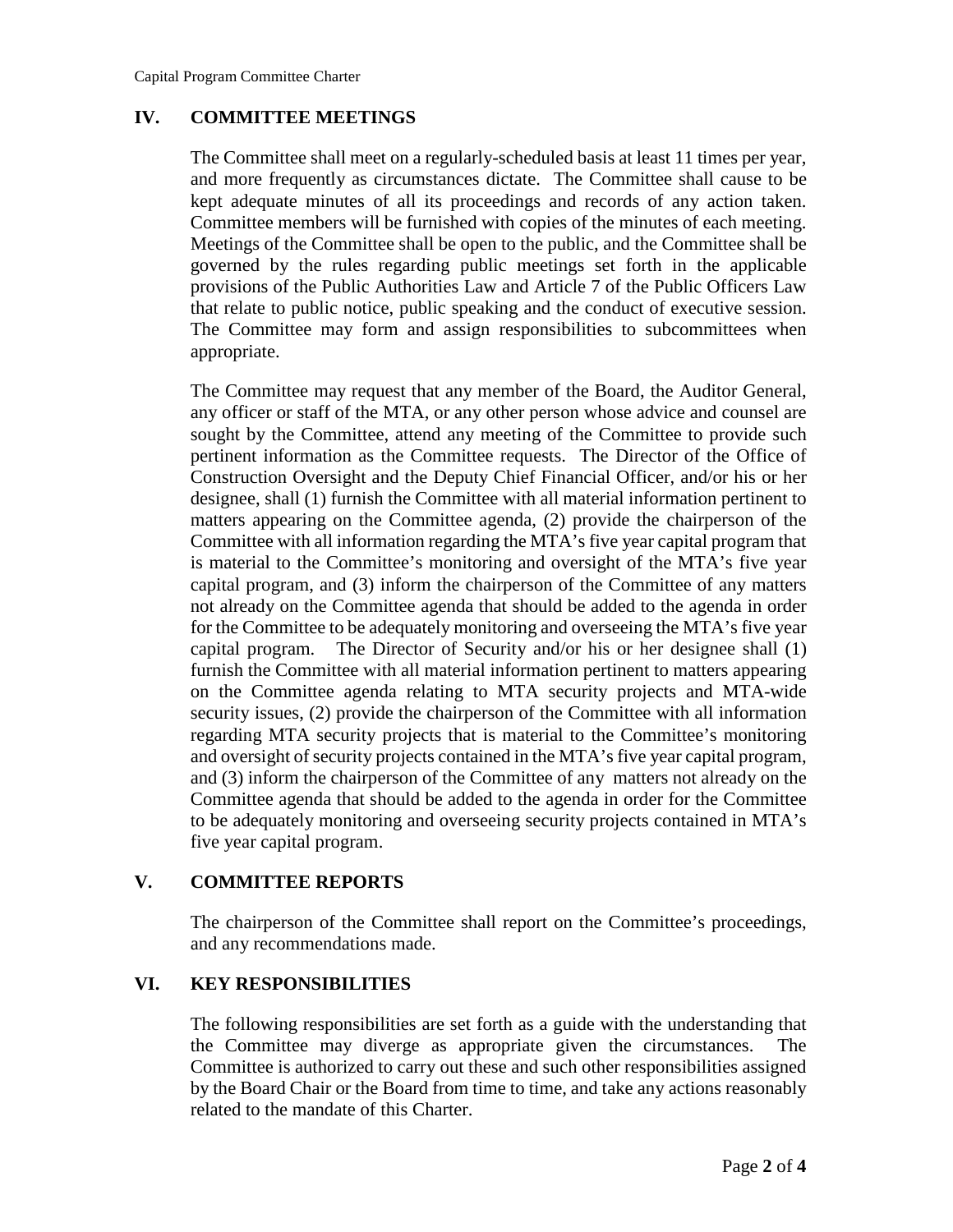## IV. COMMITTEE MEETINGS

The Committee shall meet on a regularly-scheduled basis at least 11 times per year, and more frequently as circumstances dictate. The Committee shall cause to be kept adequate minutes of all its proceedings and records of any action taken. Committee members will be furnished with copies of the minutes of each meeting. Meetings of the Committee shall be open to the public, and the Committee shall be governed by the rules regarding public meetings set forth in the applicable provisions of the Public Authorities Law and Article 7 of the Public Officers Law that relate to public notice, public speaking and the conduct of executive session. The Committee may form and assign responsibilities to subcommittees when appropriate.

The Committee may request that any member of the Board, the Auditor General, any officer or staff of the MTA, or any other person whose advice and counsel are sought by the Committee, attend any meeting of the Committee to provide such pertinent information as the Committee requests. The Director of the Office of Construction Oversight and the Deputy Chief Financial Officer, and/or his or her designee, shall (1) furnish the Committee with all material information pertinent to matters appearing on the Committee agenda, (2) provide the chairperson of the Committee with all information regarding the MTA's five year capital program that is material to the Committee's monitoring and oversight of the MTA's five year capital program, and (3) inform the chairperson of the Committee of any matters not already on the Committee agenda that should be added to the agenda in order for the Committee to be adequately monitoring and overseeing the MTA's five year capital program. The Director of Security and/or his or her designee shall (1) furnish the Committee with all material information pertinent to matters appearing on the Committee agenda relating to MTA security projects and MTA-wide security issues, (2) provide the chairperson of the Committee with all information regarding MTA security projects that is material to the Committee's monitoring and oversight of security projects contained in the MTA's five year capital program, and (3) inform the chairperson of the Committee of any matters not already on the Committee agenda that should be added to the agenda in order for the Committee to be adequately monitoring and overseeing security projects contained in MTA's five year capital program.

## V. COMMITTEE REPORTS

The chairperson of the Committee shall report on the Committee's proceedings, and any recommendations made.

## VI. KEY RESPONSIBILITIES

The following responsibilities are set forth as a guide with the understanding that the Committee may diverge as appropriate given the circumstances. The Committee is authorized to carry out these and such other responsibilities assigned by the Board Chair or the Board from time to time, and take any actions reasonably related to the mandate of this Charter.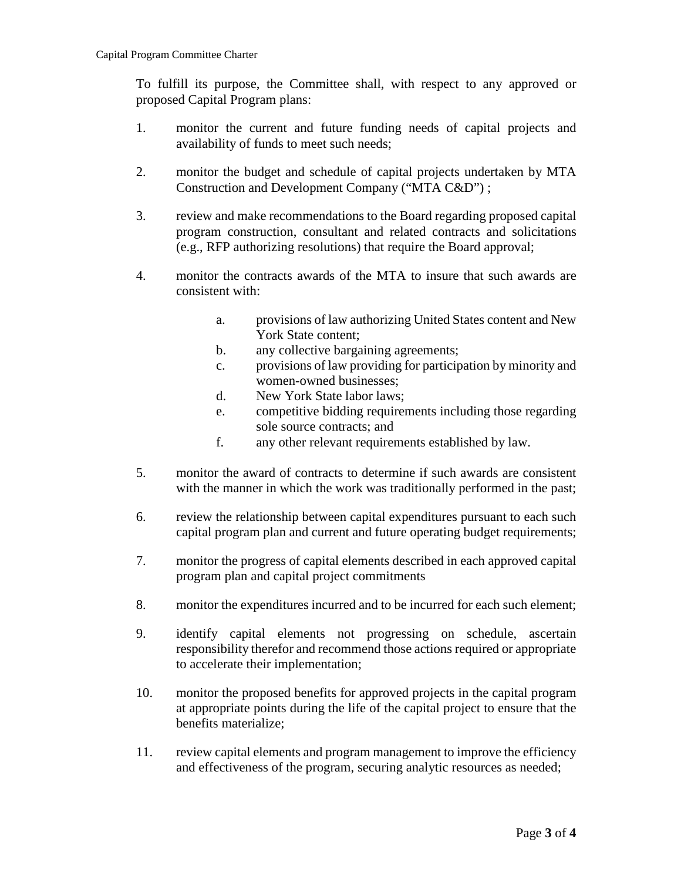To fulfill its purpose, the Committee shall, with respect to any approved or proposed Capital Program plans:

1. monitor the current and future funding needs of capital projects and availability of funds to meet such needs;

2. monitor the budget and schedule of capital projects undertaken by MTA Construction and Development Company ("MTA C&D") ;

3. review and make recommendations to the Board regarding proposed capital program construction, consultant and related contracts and solicitations (e.g., RFP authorizing resolutions) that require the Board approval;

4. monitor the contracts awards of the MTA to insure that such awards are consistent with:

    a. provisions of law authorizing United States content and New York State content;
    b. any collective bargaining agreements;
    c. provisions of law providing for participation by minority and women-owned businesses;
    d. New York State labor laws;
    e. competitive bidding requirements including those regarding sole source contracts; and
    f. any other relevant requirements established by law.

5. monitor the award of contracts to determine if such awards are consistent with the manner in which the work was traditionally performed in the past;

6. review the relationship between capital expenditures pursuant to each such capital program plan and current and future operating budget requirements;

7. monitor the progress of capital elements described in each approved capital program plan and capital project commitments

8. monitor the expenditures incurred and to be incurred for each such element;

9. identify capital elements not progressing on schedule, ascertain responsibility therefor and recommend those actions required or appropriate to accelerate their implementation;

10. monitor the proposed benefits for approved projects in the capital program at appropriate points during the life of the capital project to ensure that the benefits materialize;

11. review capital elements and program management to improve the efficiency and effectiveness of the program, securing analytic resources as needed;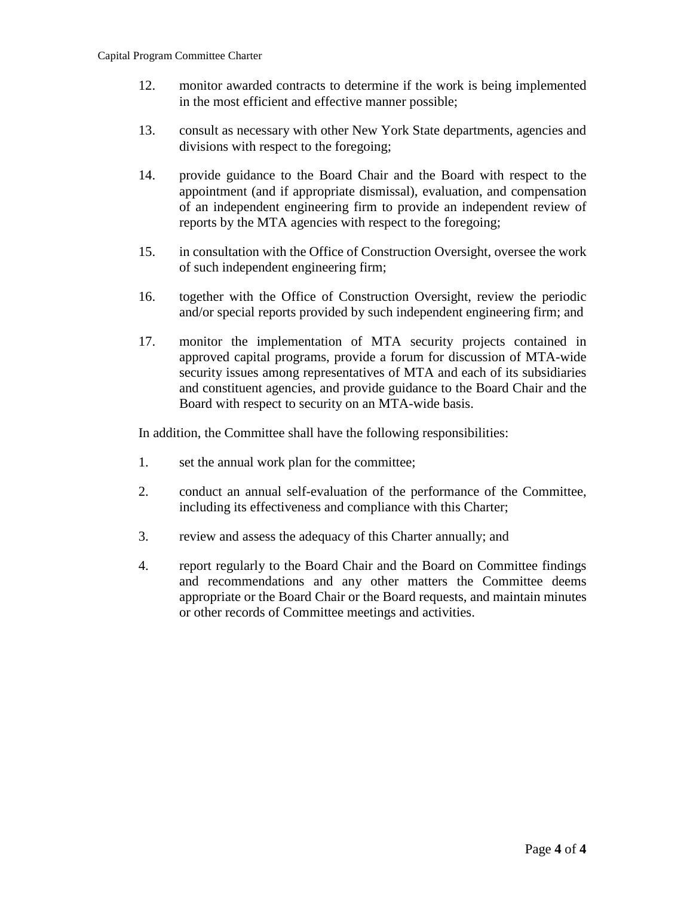12. monitor awarded contracts to determine if the work is being implemented in the most efficient and effective manner possible;

13. consult as necessary with other New York State departments, agencies and divisions with respect to the foregoing;

14. provide guidance to the Board Chair and the Board with respect to the appointment (and if appropriate dismissal), evaluation, and compensation of an independent engineering firm to provide an independent review of reports by the MTA agencies with respect to the foregoing;

15. in consultation with the Office of Construction Oversight, oversee the work of such independent engineering firm;

16. together with the Office of Construction Oversight, review the periodic and/or special reports provided by such independent engineering firm; and

17. monitor the implementation of MTA security projects contained in approved capital programs, provide a forum for discussion of MTA-wide security issues among representatives of MTA and each of its subsidiaries and constituent agencies, and provide guidance to the Board Chair and the Board with respect to security on an MTA-wide basis.

In addition, the Committee shall have the following responsibilities:

1. set the annual work plan for the committee;

2. conduct an annual self-evaluation of the performance of the Committee, including its effectiveness and compliance with this Charter;

3. review and assess the adequacy of this Charter annually; and

4. report regularly to the Board Chair and the Board on Committee findings and recommendations and any other matters the Committee deems appropriate or the Board Chair or the Board requests, and maintain minutes or other records of Committee meetings and activities.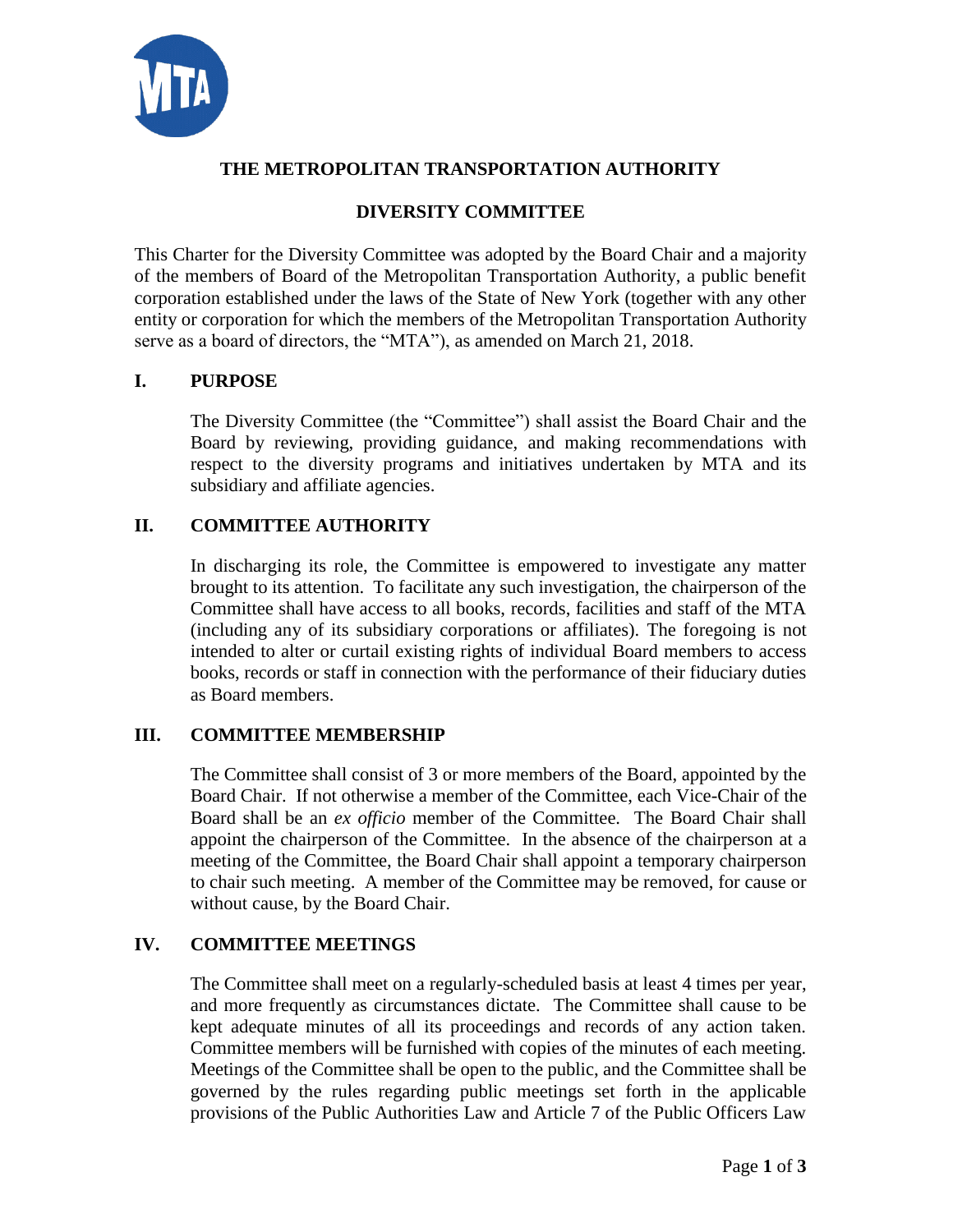# THE METROPOLITAN TRANSPORTATION AUTHORITY

## DIVERSITY COMMITTEE

This Charter for the Diversity Committee was adopted by the Board Chair and a majority of the members of Board of the Metropolitan Transportation Authority, a public benefit corporation established under the laws of the State of New York (together with any other entity or corporation for which the members of the Metropolitan Transportation Authority serve as a board of directors, the "MTA"), as amended on March 21, 2018.

### I. PURPOSE

The Diversity Committee (the "Committee") shall assist the Board Chair and the Board by reviewing, providing guidance, and making recommendations with respect to the diversity programs and initiatives undertaken by MTA and its subsidiary and affiliate agencies.

### II. COMMITTEE AUTHORITY

In discharging its role, the Committee is empowered to investigate any matter brought to its attention. To facilitate any such investigation, the chairperson of the Committee shall have access to all books, records, facilities and staff of the MTA (including any of its subsidiary corporations or affiliates). The foregoing is not intended to alter or curtail existing rights of individual Board members to access books, records or staff in connection with the performance of their fiduciary duties as Board members.

### III. COMMITTEE MEMBERSHIP

The Committee shall consist of 3 or more members of the Board, appointed by the Board Chair. If not otherwise a member of the Committee, each Vice-Chair of the Board shall be an *ex officio* member of the Committee. The Board Chair shall appoint the chairperson of the Committee. In the absence of the chairperson at a meeting of the Committee, the Board Chair shall appoint a temporary chairperson to chair such meeting. A member of the Committee may be removed, for cause or without cause, by the Board Chair.

### IV. COMMITTEE MEETINGS

The Committee shall meet on a regularly-scheduled basis at least 4 times per year, and more frequently as circumstances dictate. The Committee shall cause to be kept adequate minutes of all its proceedings and records of any action taken. Committee members will be furnished with copies of the minutes of each meeting. Meetings of the Committee shall be open to the public, and the Committee shall be governed by the rules regarding public meetings set forth in the applicable provisions of the Public Authorities Law and Article 7 of the Public Officers Law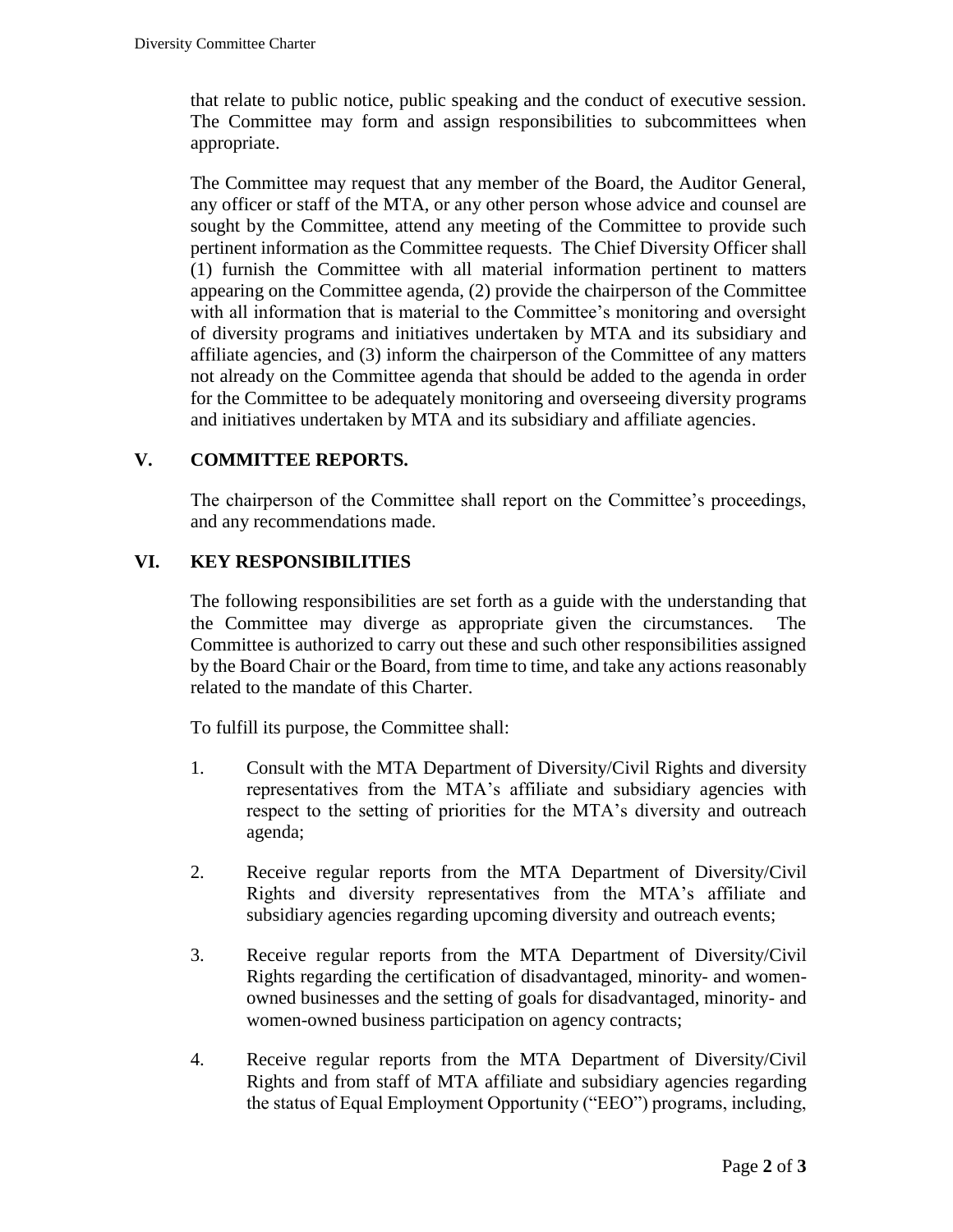that relate to public notice, public speaking and the conduct of executive session. The Committee may form and assign responsibilities to subcommittees when appropriate.

The Committee may request that any member of the Board, the Auditor General, any officer or staff of the MTA, or any other person whose advice and counsel are sought by the Committee, attend any meeting of the Committee to provide such pertinent information as the Committee requests. The Chief Diversity Officer shall (1) furnish the Committee with all material information pertinent to matters appearing on the Committee agenda, (2) provide the chairperson of the Committee with all information that is material to the Committee's monitoring and oversight of diversity programs and initiatives undertaken by MTA and its subsidiary and affiliate agencies, and (3) inform the chairperson of the Committee of any matters not already on the Committee agenda that should be added to the agenda in order for the Committee to be adequately monitoring and overseeing diversity programs and initiatives undertaken by MTA and its subsidiary and affiliate agencies.

## V. COMMITTEE REPORTS.

The chairperson of the Committee shall report on the Committee's proceedings, and any recommendations made.

## VI. KEY RESPONSIBILITIES

The following responsibilities are set forth as a guide with the understanding that the Committee may diverge as appropriate given the circumstances. The Committee is authorized to carry out these and such other responsibilities assigned by the Board Chair or the Board, from time to time, and take any actions reasonably related to the mandate of this Charter.

To fulfill its purpose, the Committee shall:

1. Consult with the MTA Department of Diversity/Civil Rights and diversity representatives from the MTA's affiliate and subsidiary agencies with respect to the setting of priorities for the MTA's diversity and outreach agenda;

2. Receive regular reports from the MTA Department of Diversity/Civil Rights and diversity representatives from the MTA's affiliate and subsidiary agencies regarding upcoming diversity and outreach events;

3. Receive regular reports from the MTA Department of Diversity/Civil Rights regarding the certification of disadvantaged, minority- and women-owned businesses and the setting of goals for disadvantaged, minority- and women-owned business participation on agency contracts;

4. Receive regular reports from the MTA Department of Diversity/Civil Rights and from staff of MTA affiliate and subsidiary agencies regarding the status of Equal Employment Opportunity ("EEO") programs, including,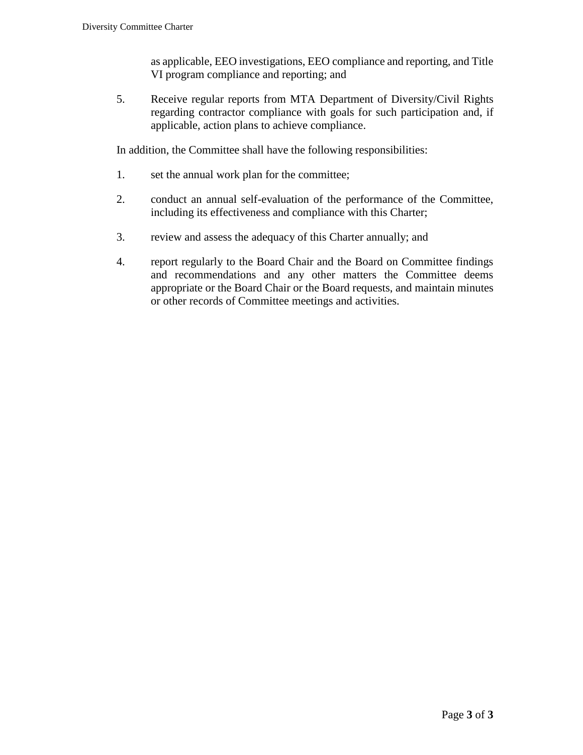as applicable, EEO investigations, EEO compliance and reporting, and Title VI program compliance and reporting; and

5. Receive regular reports from MTA Department of Diversity/Civil Rights regarding contractor compliance with goals for such participation and, if applicable, action plans to achieve compliance.

In addition, the Committee shall have the following responsibilities:

1. set the annual work plan for the committee;

2. conduct an annual self-evaluation of the performance of the Committee, including its effectiveness and compliance with this Charter;

3. review and assess the adequacy of this Charter annually; and

4. report regularly to the Board Chair and the Board on Committee findings and recommendations and any other matters the Committee deems appropriate or the Board Chair or the Board requests, and maintain minutes or other records of Committee meetings and activities.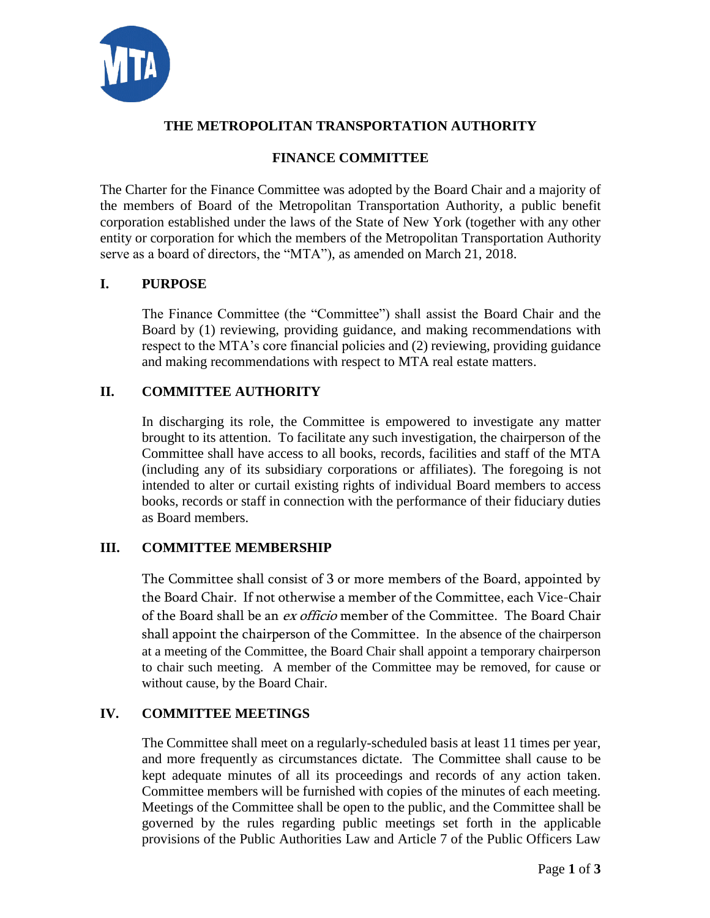# THE METROPOLITAN TRANSPORTATION AUTHORITY

## FINANCE COMMITTEE

The Charter for the Finance Committee was adopted by the Board Chair and a majority of the members of Board of the Metropolitan Transportation Authority, a public benefit corporation established under the laws of the State of New York (together with any other entity or corporation for which the members of the Metropolitan Transportation Authority serve as a board of directors, the "MTA"), as amended on March 21, 2018.

### I. PURPOSE

The Finance Committee (the "Committee") shall assist the Board Chair and the Board by (1) reviewing, providing guidance, and making recommendations with respect to the MTA's core financial policies and (2) reviewing, providing guidance and making recommendations with respect to MTA real estate matters.

### II. COMMITTEE AUTHORITY

In discharging its role, the Committee is empowered to investigate any matter brought to its attention. To facilitate any such investigation, the chairperson of the Committee shall have access to all books, records, facilities and staff of the MTA (including any of its subsidiary corporations or affiliates). The foregoing is not intended to alter or curtail existing rights of individual Board members to access books, records or staff in connection with the performance of their fiduciary duties as Board members.

### III. COMMITTEE MEMBERSHIP

The Committee shall consist of 3 or more members of the Board, appointed by the Board Chair. If not otherwise a member of the Committee, each Vice-Chair of the Board shall be an *ex officio* member of the Committee. The Board Chair shall appoint the chairperson of the Committee. In the absence of the chairperson at a meeting of the Committee, the Board Chair shall appoint a temporary chairperson to chair such meeting. A member of the Committee may be removed, for cause or without cause, by the Board Chair.

### IV. COMMITTEE MEETINGS

The Committee shall meet on a regularly-scheduled basis at least 11 times per year, and more frequently as circumstances dictate. The Committee shall cause to be kept adequate minutes of all its proceedings and records of any action taken. Committee members will be furnished with copies of the minutes of each meeting. Meetings of the Committee shall be open to the public, and the Committee shall be governed by the rules regarding public meetings set forth in the applicable provisions of the Public Authorities Law and Article 7 of the Public Officers Law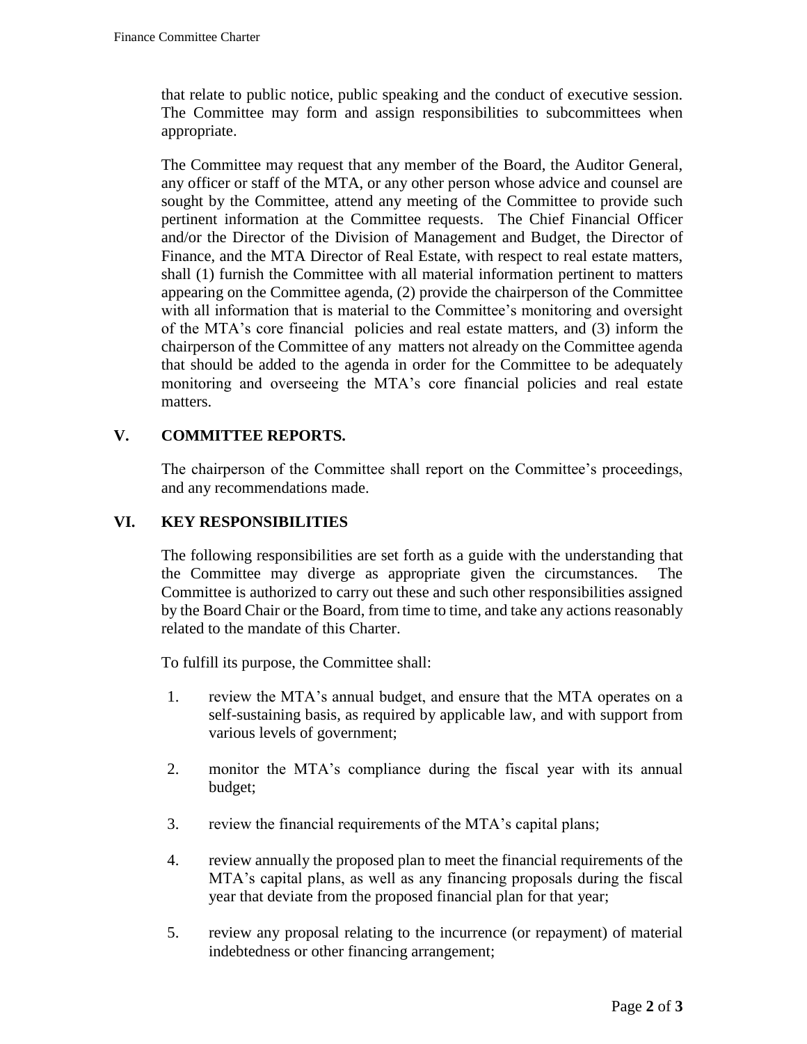that relate to public notice, public speaking and the conduct of executive session. The Committee may form and assign responsibilities to subcommittees when appropriate.

The Committee may request that any member of the Board, the Auditor General, any officer or staff of the MTA, or any other person whose advice and counsel are sought by the Committee, attend any meeting of the Committee to provide such pertinent information at the Committee requests. The Chief Financial Officer and/or the Director of the Division of Management and Budget, the Director of Finance, and the MTA Director of Real Estate, with respect to real estate matters, shall (1) furnish the Committee with all material information pertinent to matters appearing on the Committee agenda, (2) provide the chairperson of the Committee with all information that is material to the Committee's monitoring and oversight of the MTA's core financial policies and real estate matters, and (3) inform the chairperson of the Committee of any matters not already on the Committee agenda that should be added to the agenda in order for the Committee to be adequately monitoring and overseeing the MTA's core financial policies and real estate matters.

## V. COMMITTEE REPORTS.

The chairperson of the Committee shall report on the Committee's proceedings, and any recommendations made.

## VI. KEY RESPONSIBILITIES

The following responsibilities are set forth as a guide with the understanding that the Committee may diverge as appropriate given the circumstances. The Committee is authorized to carry out these and such other responsibilities assigned by the Board Chair or the Board, from time to time, and take any actions reasonably related to the mandate of this Charter.

To fulfill its purpose, the Committee shall:

1. review the MTA's annual budget, and ensure that the MTA operates on a self-sustaining basis, as required by applicable law, and with support from various levels of government;

2. monitor the MTA's compliance during the fiscal year with its annual budget;

3. review the financial requirements of the MTA's capital plans;

4. review annually the proposed plan to meet the financial requirements of the MTA's capital plans, as well as any financing proposals during the fiscal year that deviate from the proposed financial plan for that year;

5. review any proposal relating to the incurrence (or repayment) of material indebtedness or other financing arrangement;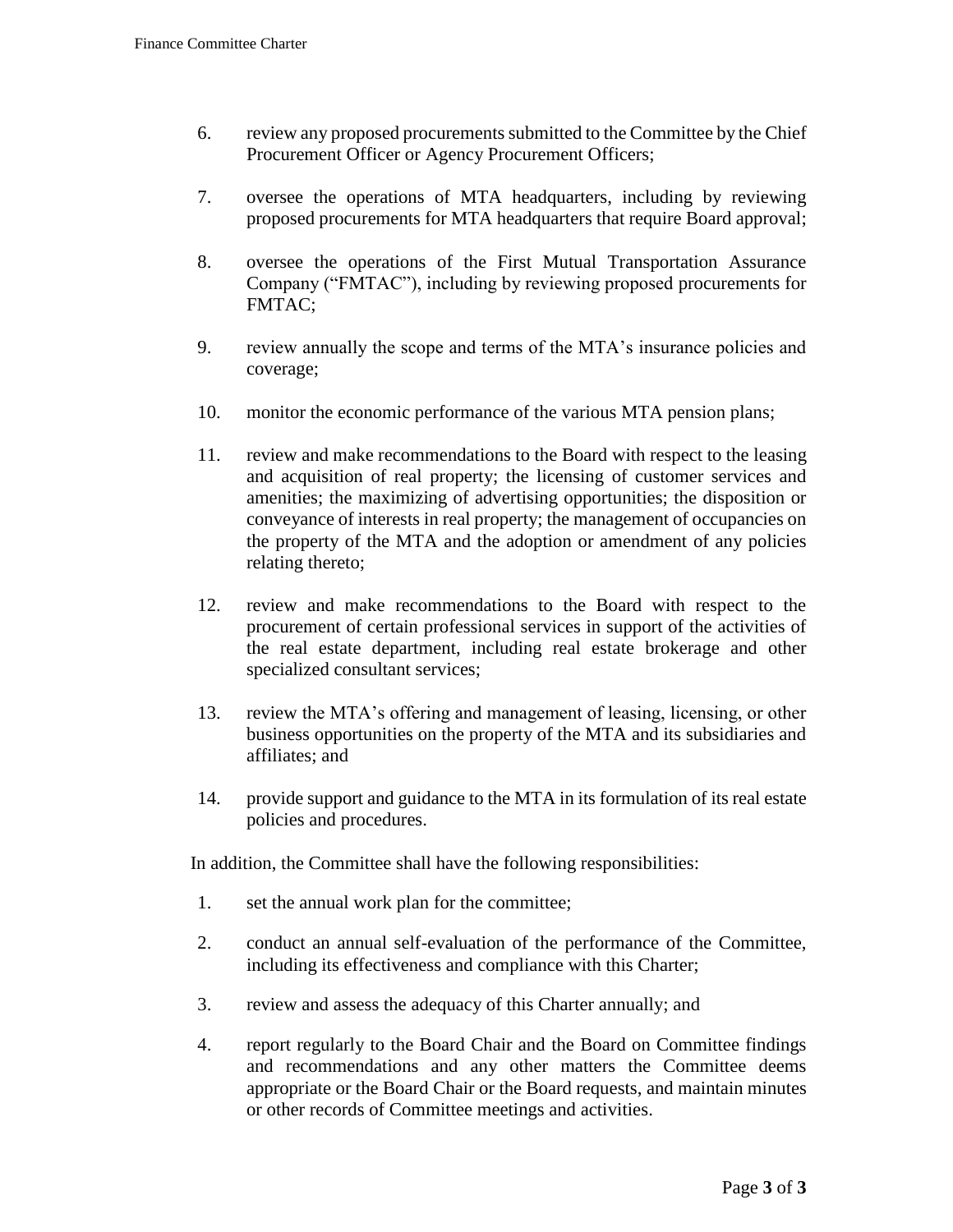6. review any proposed procurements submitted to the Committee by the Chief Procurement Officer or Agency Procurement Officers;

7. oversee the operations of MTA headquarters, including by reviewing proposed procurements for MTA headquarters that require Board approval;

8. oversee the operations of the First Mutual Transportation Assurance Company ("FMTAC"), including by reviewing proposed procurements for FMTAC;

9. review annually the scope and terms of the MTA's insurance policies and coverage;

10. monitor the economic performance of the various MTA pension plans;

11. review and make recommendations to the Board with respect to the leasing and acquisition of real property; the licensing of customer services and amenities; the maximizing of advertising opportunities; the disposition or conveyance of interests in real property; the management of occupancies on the property of the MTA and the adoption or amendment of any policies relating thereto;

12. review and make recommendations to the Board with respect to the procurement of certain professional services in support of the activities of the real estate department, including real estate brokerage and other specialized consultant services;

13. review the MTA's offering and management of leasing, licensing, or other business opportunities on the property of the MTA and its subsidiaries and affiliates; and

14. provide support and guidance to the MTA in its formulation of its real estate policies and procedures.

In addition, the Committee shall have the following responsibilities:

1. set the annual work plan for the committee;

2. conduct an annual self-evaluation of the performance of the Committee, including its effectiveness and compliance with this Charter;

3. review and assess the adequacy of this Charter annually; and

4. report regularly to the Board Chair and the Board on Committee findings and recommendations and any other matters the Committee deems appropriate or the Board Chair or the Board requests, and maintain minutes or other records of Committee meetings and activities.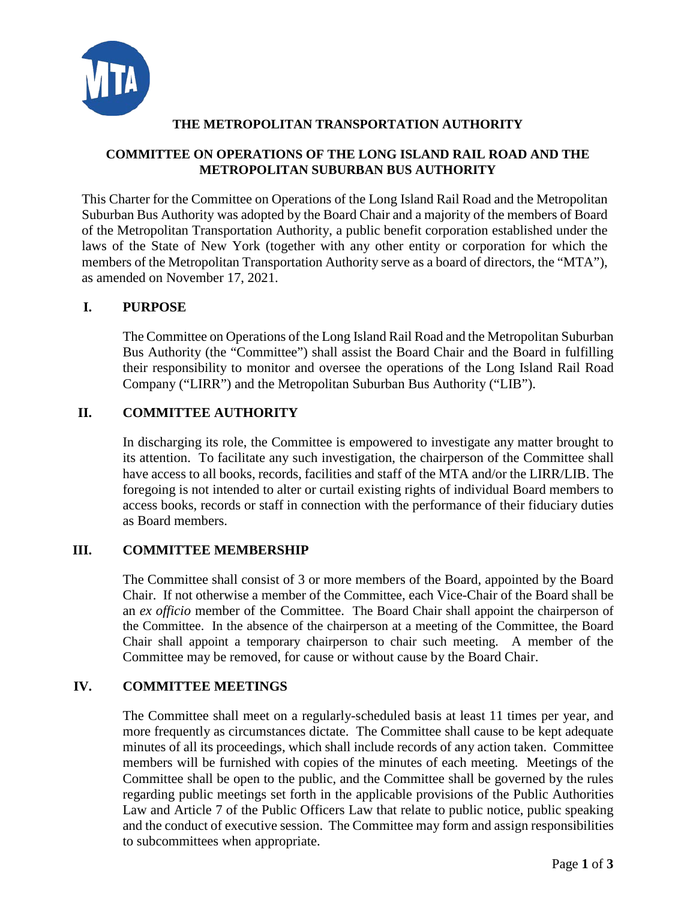# THE METROPOLITAN TRANSPORTATION AUTHORITY

## COMMITTEE ON OPERATIONS OF THE LONG ISLAND RAIL ROAD AND THE METROPOLITAN SUBURBAN BUS AUTHORITY

This Charter for the Committee on Operations of the Long Island Rail Road and the Metropolitan Suburban Bus Authority was adopted by the Board Chair and a majority of the members of Board of the Metropolitan Transportation Authority, a public benefit corporation established under the laws of the State of New York (together with any other entity or corporation for which the members of the Metropolitan Transportation Authority serve as a board of directors, the "MTA"), as amended on November 17, 2021.

### I. PURPOSE

The Committee on Operations of the Long Island Rail Road and the Metropolitan Suburban Bus Authority (the "Committee") shall assist the Board Chair and the Board in fulfilling their responsibility to monitor and oversee the operations of the Long Island Rail Road Company ("LIRR") and the Metropolitan Suburban Bus Authority ("LIB").

### II. COMMITTEE AUTHORITY

In discharging its role, the Committee is empowered to investigate any matter brought to its attention. To facilitate any such investigation, the chairperson of the Committee shall have access to all books, records, facilities and staff of the MTA and/or the LIRR/LIB. The foregoing is not intended to alter or curtail existing rights of individual Board members to access books, records or staff in connection with the performance of their fiduciary duties as Board members.

### III. COMMITTEE MEMBERSHIP

The Committee shall consist of 3 or more members of the Board, appointed by the Board Chair. If not otherwise a member of the Committee, each Vice-Chair of the Board shall be an *ex officio* member of the Committee. The Board Chair shall appoint the chairperson of the Committee. In the absence of the chairperson at a meeting of the Committee, the Board Chair shall appoint a temporary chairperson to chair such meeting. A member of the Committee may be removed, for cause or without cause by the Board Chair.

### IV. COMMITTEE MEETINGS

The Committee shall meet on a regularly-scheduled basis at least 11 times per year, and more frequently as circumstances dictate. The Committee shall cause to be kept adequate minutes of all its proceedings, which shall include records of any action taken. Committee members will be furnished with copies of the minutes of each meeting. Meetings of the Committee shall be open to the public, and the Committee shall be governed by the rules regarding public meetings set forth in the applicable provisions of the Public Authorities Law and Article 7 of the Public Officers Law that relate to public notice, public speaking and the conduct of executive session. The Committee may form and assign responsibilities to subcommittees when appropriate.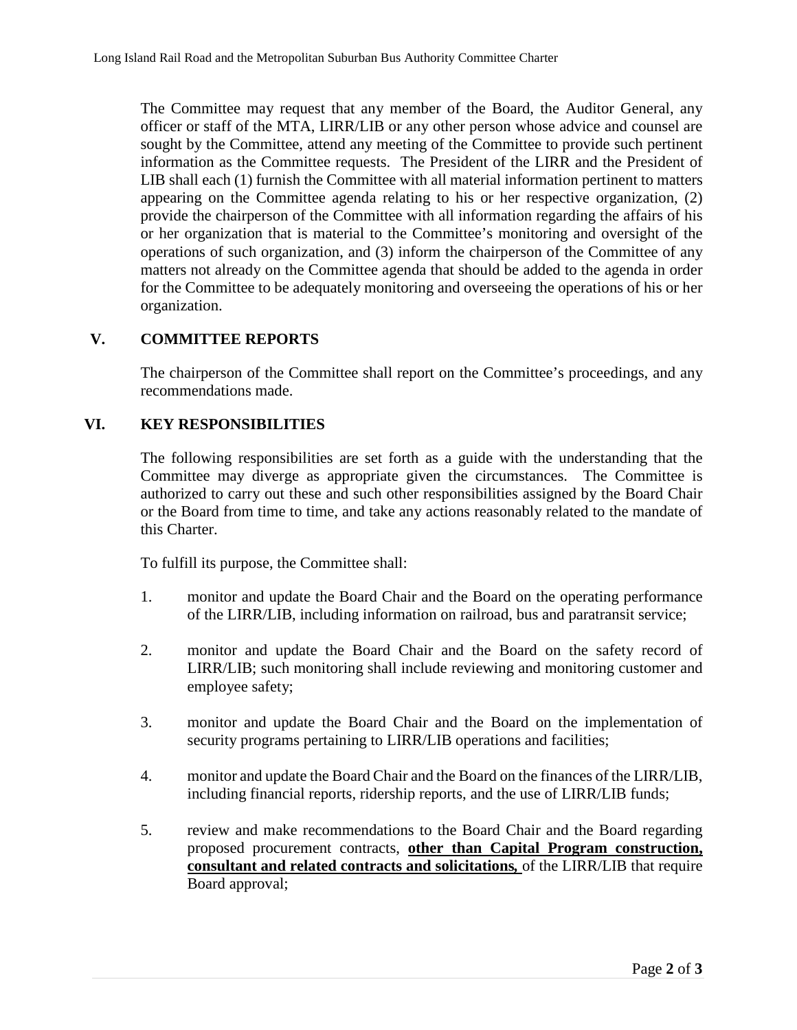The Committee may request that any member of the Board, the Auditor General, any officer or staff of the MTA, LIRR/LIB or any other person whose advice and counsel are sought by the Committee, attend any meeting of the Committee to provide such pertinent information as the Committee requests. The President of the LIRR and the President of LIB shall each (1) furnish the Committee with all material information pertinent to matters appearing on the Committee agenda relating to his or her respective organization, (2) provide the chairperson of the Committee with all information regarding the affairs of his or her organization that is material to the Committee's monitoring and oversight of the operations of such organization, and (3) inform the chairperson of the Committee of any matters not already on the Committee agenda that should be added to the agenda in order for the Committee to be adequately monitoring and overseeing the operations of his or her organization.

## V. COMMITTEE REPORTS

The chairperson of the Committee shall report on the Committee's proceedings, and any recommendations made.

## VI. KEY RESPONSIBILITIES

The following responsibilities are set forth as a guide with the understanding that the Committee may diverge as appropriate given the circumstances. The Committee is authorized to carry out these and such other responsibilities assigned by the Board Chair or the Board from time to time, and take any actions reasonably related to the mandate of this Charter.

To fulfill its purpose, the Committee shall:

1. monitor and update the Board Chair and the Board on the operating performance of the LIRR/LIB, including information on railroad, bus and paratransit service;

2. monitor and update the Board Chair and the Board on the safety record of LIRR/LIB; such monitoring shall include reviewing and monitoring customer and employee safety;

3. monitor and update the Board Chair and the Board on the implementation of security programs pertaining to LIRR/LIB operations and facilities;

4. monitor and update the Board Chair and the Board on the finances of the LIRR/LIB, including financial reports, ridership reports, and the use of LIRR/LIB funds;

5. review and make recommendations to the Board Chair and the Board regarding proposed procurement contracts, **other than Capital Program construction, consultant and related contracts and solicitations,** of the LIRR/LIB that require Board approval;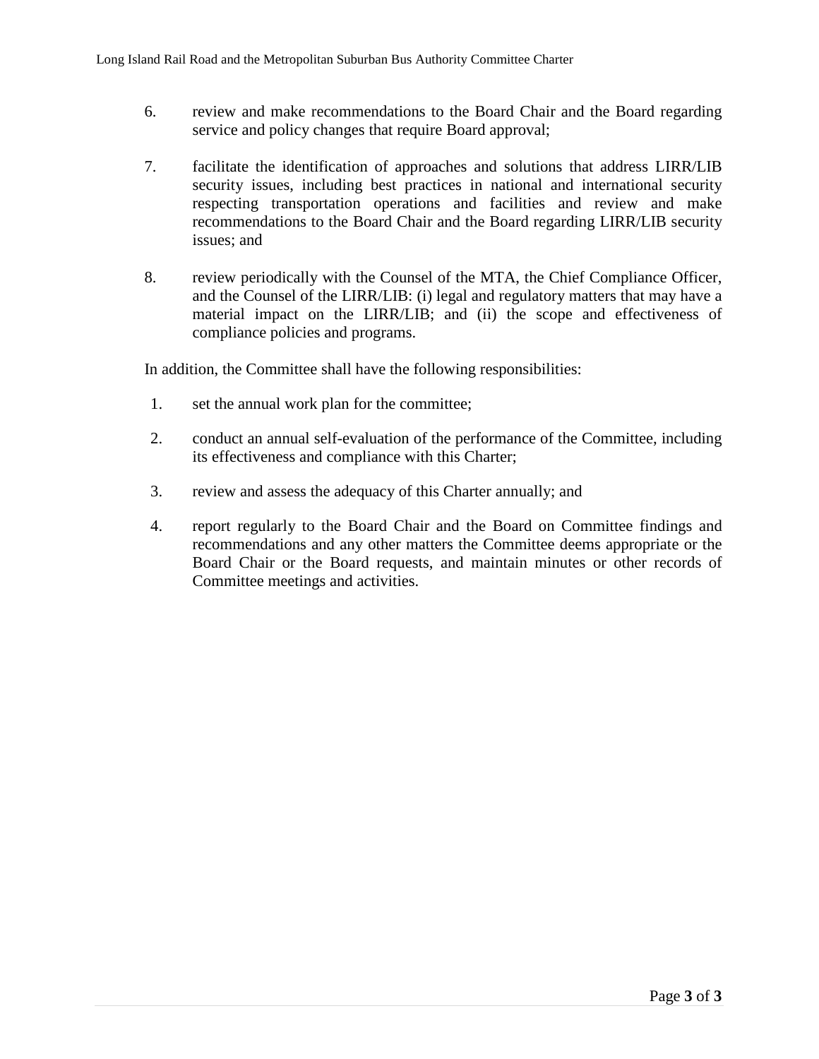6. review and make recommendations to the Board Chair and the Board regarding service and policy changes that require Board approval;

7. facilitate the identification of approaches and solutions that address LIRR/LIB security issues, including best practices in national and international security respecting transportation operations and facilities and review and make recommendations to the Board Chair and the Board regarding LIRR/LIB security issues; and

8. review periodically with the Counsel of the MTA, the Chief Compliance Officer, and the Counsel of the LIRR/LIB: (i) legal and regulatory matters that may have a material impact on the LIRR/LIB; and (ii) the scope and effectiveness of compliance policies and programs.

In addition, the Committee shall have the following responsibilities:

1. set the annual work plan for the committee;

2. conduct an annual self-evaluation of the performance of the Committee, including its effectiveness and compliance with this Charter;

3. review and assess the adequacy of this Charter annually; and

4. report regularly to the Board Chair and the Board on Committee findings and recommendations and any other matters the Committee deems appropriate or the Board Chair or the Board requests, and maintain minutes or other records of Committee meetings and activities.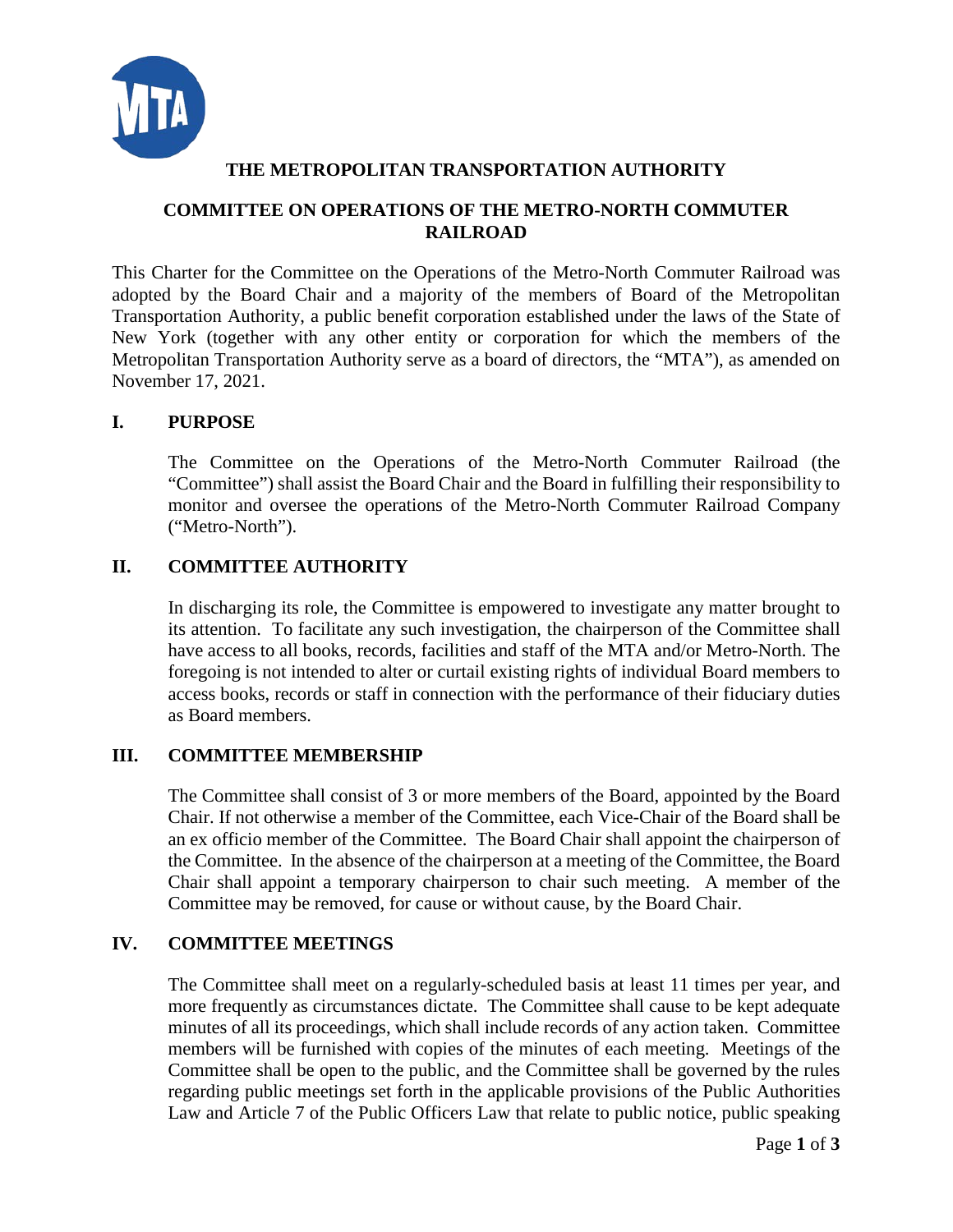**THE METROPOLITAN TRANSPORTATION AUTHORITY**

**COMMITTEE ON OPERATIONS OF THE METRO-NORTH COMMUTER RAILROAD**

This Charter for the Committee on the Operations of the Metro-North Commuter Railroad was adopted by the Board Chair and a majority of the members of Board of the Metropolitan Transportation Authority, a public benefit corporation established under the laws of the State of New York (together with any other entity or corporation for which the members of the Metropolitan Transportation Authority serve as a board of directors, the "MTA"), as amended on November 17, 2021.

## I. PURPOSE

The Committee on the Operations of the Metro-North Commuter Railroad (the "Committee") shall assist the Board Chair and the Board in fulfilling their responsibility to monitor and oversee the operations of the Metro-North Commuter Railroad Company ("Metro-North").

## II. COMMITTEE AUTHORITY

In discharging its role, the Committee is empowered to investigate any matter brought to its attention. To facilitate any such investigation, the chairperson of the Committee shall have access to all books, records, facilities and staff of the MTA and/or Metro-North. The foregoing is not intended to alter or curtail existing rights of individual Board members to access books, records or staff in connection with the performance of their fiduciary duties as Board members.

## III. COMMITTEE MEMBERSHIP

The Committee shall consist of 3 or more members of the Board, appointed by the Board Chair. If not otherwise a member of the Committee, each Vice-Chair of the Board shall be an ex officio member of the Committee. The Board Chair shall appoint the chairperson of the Committee. In the absence of the chairperson at a meeting of the Committee, the Board Chair shall appoint a temporary chairperson to chair such meeting. A member of the Committee may be removed, for cause or without cause, by the Board Chair.

## IV. COMMITTEE MEETINGS

The Committee shall meet on a regularly-scheduled basis at least 11 times per year, and more frequently as circumstances dictate. The Committee shall cause to be kept adequate minutes of all its proceedings, which shall include records of any action taken. Committee members will be furnished with copies of the minutes of each meeting. Meetings of the Committee shall be open to the public, and the Committee shall be governed by the rules regarding public meetings set forth in the applicable provisions of the Public Authorities Law and Article 7 of the Public Officers Law that relate to public notice, public speaking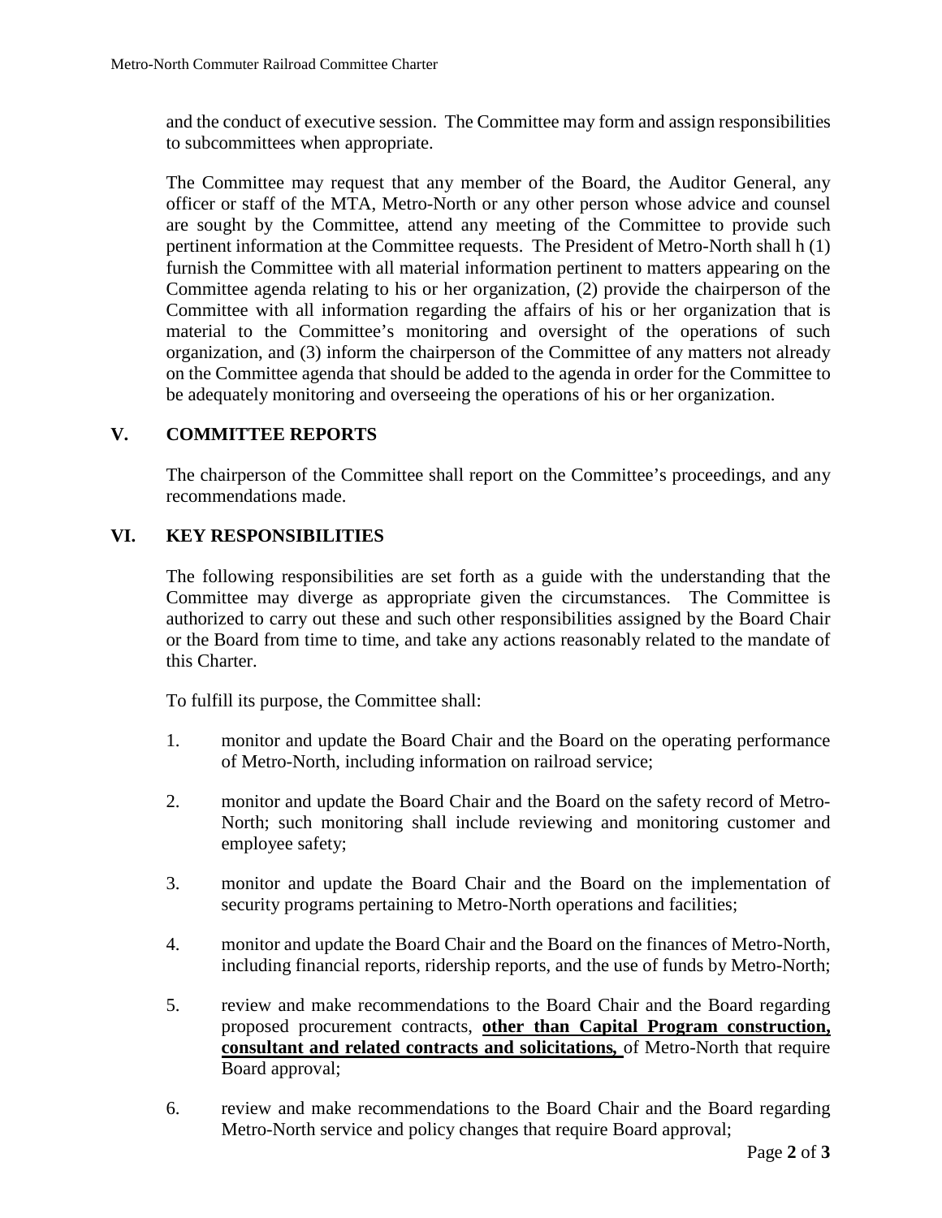and the conduct of executive session. The Committee may form and assign responsibilities to subcommittees when appropriate.

The Committee may request that any member of the Board, the Auditor General, any officer or staff of the MTA, Metro-North or any other person whose advice and counsel are sought by the Committee, attend any meeting of the Committee to provide such pertinent information at the Committee requests. The President of Metro-North shall h (1) furnish the Committee with all material information pertinent to matters appearing on the Committee agenda relating to his or her organization, (2) provide the chairperson of the Committee with all information regarding the affairs of his or her organization that is material to the Committee's monitoring and oversight of the operations of such organization, and (3) inform the chairperson of the Committee of any matters not already on the Committee agenda that should be added to the agenda in order for the Committee to be adequately monitoring and overseeing the operations of his or her organization.

## V. COMMITTEE REPORTS

The chairperson of the Committee shall report on the Committee's proceedings, and any recommendations made.

## VI. KEY RESPONSIBILITIES

The following responsibilities are set forth as a guide with the understanding that the Committee may diverge as appropriate given the circumstances. The Committee is authorized to carry out these and such other responsibilities assigned by the Board Chair or the Board from time to time, and take any actions reasonably related to the mandate of this Charter.

To fulfill its purpose, the Committee shall:

1. monitor and update the Board Chair and the Board on the operating performance of Metro-North, including information on railroad service;

2. monitor and update the Board Chair and the Board on the safety record of Metro-North; such monitoring shall include reviewing and monitoring customer and employee safety;

3. monitor and update the Board Chair and the Board on the implementation of security programs pertaining to Metro-North operations and facilities;

4. monitor and update the Board Chair and the Board on the finances of Metro-North, including financial reports, ridership reports, and the use of funds by Metro-North;

5. review and make recommendations to the Board Chair and the Board regarding proposed procurement contracts, **other than Capital Program construction, consultant and related contracts and solicitations,** of Metro-North that require Board approval;

6. review and make recommendations to the Board Chair and the Board regarding Metro-North service and policy changes that require Board approval;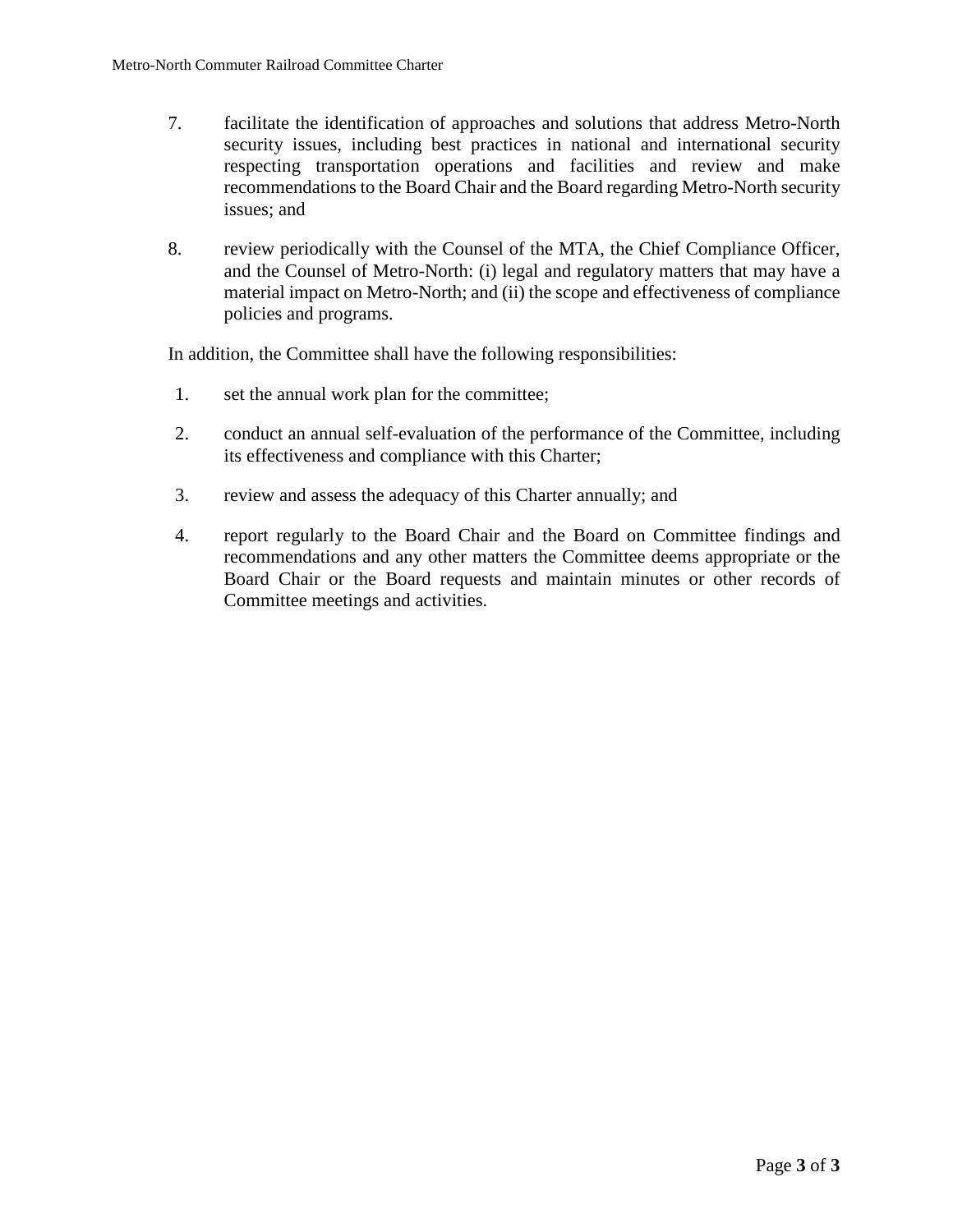7. facilitate the identification of approaches and solutions that address Metro-North security issues, including best practices in national and international security respecting transportation operations and facilities and review and make recommendations to the Board Chair and the Board regarding Metro-North security issues; and

8. review periodically with the Counsel of the MTA, the Chief Compliance Officer, and the Counsel of Metro-North: (i) legal and regulatory matters that may have a material impact on Metro-North; and (ii) the scope and effectiveness of compliance policies and programs.

In addition, the Committee shall have the following responsibilities:

1. set the annual work plan for the committee;

2. conduct an annual self-evaluation of the performance of the Committee, including its effectiveness and compliance with this Charter;

3. review and assess the adequacy of this Charter annually; and

4. report regularly to the Board Chair and the Board on Committee findings and recommendations and any other matters the Committee deems appropriate or the Board Chair or the Board requests and maintain minutes or other records of Committee meetings and activities.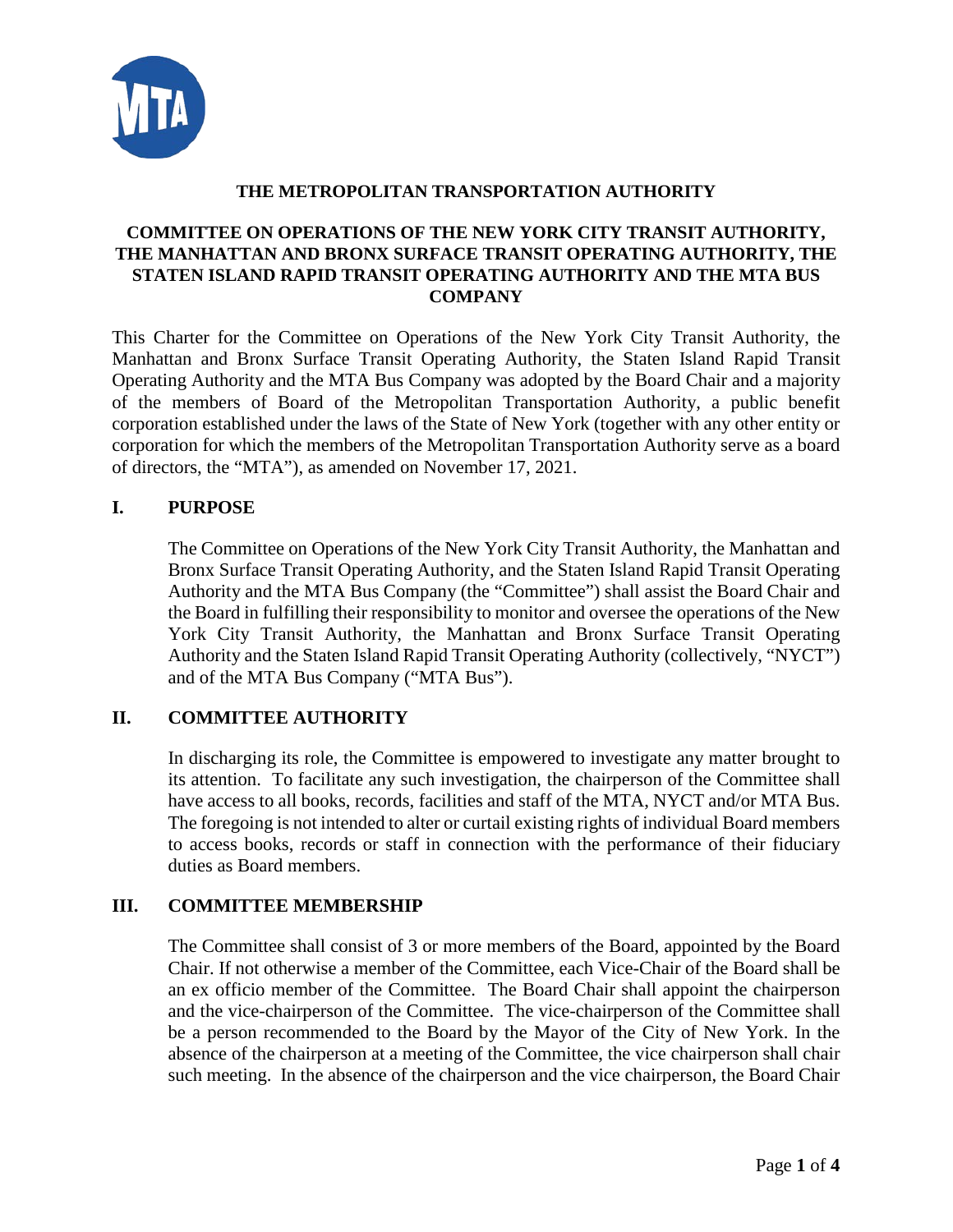**THE METROPOLITAN TRANSPORTATION AUTHORITY**

**COMMITTEE ON OPERATIONS OF THE NEW YORK CITY TRANSIT AUTHORITY, THE MANHATTAN AND BRONX SURFACE TRANSIT OPERATING AUTHORITY, THE STATEN ISLAND RAPID TRANSIT OPERATING AUTHORITY AND THE MTA BUS COMPANY**

This Charter for the Committee on Operations of the New York City Transit Authority, the Manhattan and Bronx Surface Transit Operating Authority, the Staten Island Rapid Transit Operating Authority and the MTA Bus Company was adopted by the Board Chair and a majority of the members of Board of the Metropolitan Transportation Authority, a public benefit corporation established under the laws of the State of New York (together with any other entity or corporation for which the members of the Metropolitan Transportation Authority serve as a board of directors, the "MTA"), as amended on November 17, 2021.

## I. PURPOSE

The Committee on Operations of the New York City Transit Authority, the Manhattan and Bronx Surface Transit Operating Authority, and the Staten Island Rapid Transit Operating Authority and the MTA Bus Company (the "Committee") shall assist the Board Chair and the Board in fulfilling their responsibility to monitor and oversee the operations of the New York City Transit Authority, the Manhattan and Bronx Surface Transit Operating Authority and the Staten Island Rapid Transit Operating Authority (collectively, "NYCT") and of the MTA Bus Company ("MTA Bus").

## II. COMMITTEE AUTHORITY

In discharging its role, the Committee is empowered to investigate any matter brought to its attention. To facilitate any such investigation, the chairperson of the Committee shall have access to all books, records, facilities and staff of the MTA, NYCT and/or MTA Bus. The foregoing is not intended to alter or curtail existing rights of individual Board members to access books, records or staff in connection with the performance of their fiduciary duties as Board members.

## III. COMMITTEE MEMBERSHIP

The Committee shall consist of 3 or more members of the Board, appointed by the Board Chair. If not otherwise a member of the Committee, each Vice-Chair of the Board shall be an ex officio member of the Committee. The Board Chair shall appoint the chairperson and the vice-chairperson of the Committee. The vice-chairperson of the Committee shall be a person recommended to the Board by the Mayor of the City of New York. In the absence of the chairperson at a meeting of the Committee, the vice chairperson shall chair such meeting. In the absence of the chairperson and the vice chairperson, the Board Chair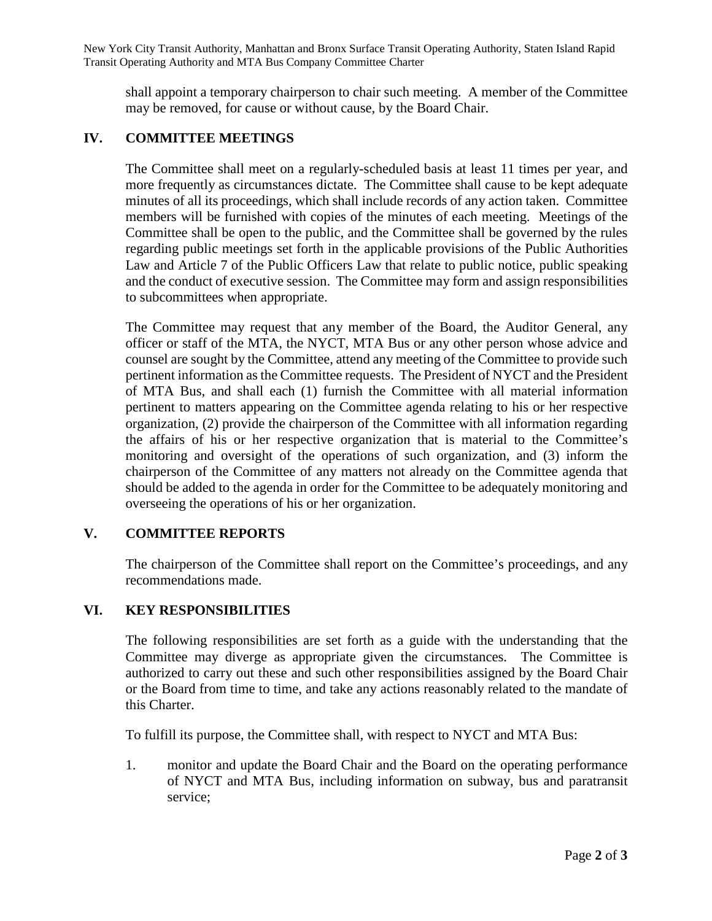shall appoint a temporary chairperson to chair such meeting. A member of the Committee may be removed, for cause or without cause, by the Board Chair.

## IV. COMMITTEE MEETINGS

The Committee shall meet on a regularly-scheduled basis at least 11 times per year, and more frequently as circumstances dictate. The Committee shall cause to be kept adequate minutes of all its proceedings, which shall include records of any action taken. Committee members will be furnished with copies of the minutes of each meeting. Meetings of the Committee shall be open to the public, and the Committee shall be governed by the rules regarding public meetings set forth in the applicable provisions of the Public Authorities Law and Article 7 of the Public Officers Law that relate to public notice, public speaking and the conduct of executive session. The Committee may form and assign responsibilities to subcommittees when appropriate.

The Committee may request that any member of the Board, the Auditor General, any officer or staff of the MTA, the NYCT, MTA Bus or any other person whose advice and counsel are sought by the Committee, attend any meeting of the Committee to provide such pertinent information as the Committee requests. The President of NYCT and the President of MTA Bus, and shall each (1) furnish the Committee with all material information pertinent to matters appearing on the Committee agenda relating to his or her respective organization, (2) provide the chairperson of the Committee with all information regarding the affairs of his or her respective organization that is material to the Committee's monitoring and oversight of the operations of such organization, and (3) inform the chairperson of the Committee of any matters not already on the Committee agenda that should be added to the agenda in order for the Committee to be adequately monitoring and overseeing the operations of his or her organization.

## V. COMMITTEE REPORTS

The chairperson of the Committee shall report on the Committee's proceedings, and any recommendations made.

## VI. KEY RESPONSIBILITIES

The following responsibilities are set forth as a guide with the understanding that the Committee may diverge as appropriate given the circumstances. The Committee is authorized to carry out these and such other responsibilities assigned by the Board Chair or the Board from time to time, and take any actions reasonably related to the mandate of this Charter.

To fulfill its purpose, the Committee shall, with respect to NYCT and MTA Bus:

1. monitor and update the Board Chair and the Board on the operating performance of NYCT and MTA Bus, including information on subway, bus and paratransit service;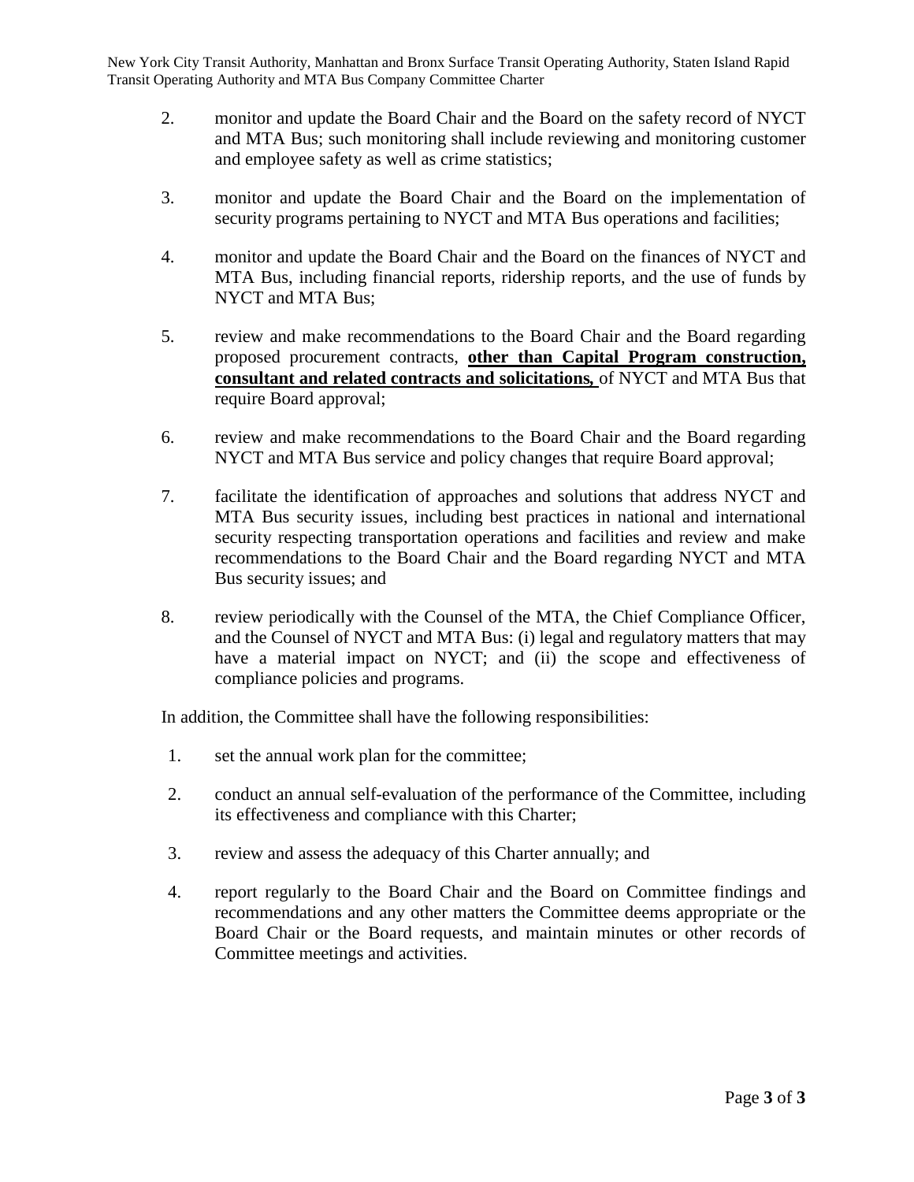2. monitor and update the Board Chair and the Board on the safety record of NYCT and MTA Bus; such monitoring shall include reviewing and monitoring customer and employee safety as well as crime statistics;

3. monitor and update the Board Chair and the Board on the implementation of security programs pertaining to NYCT and MTA Bus operations and facilities;

4. monitor and update the Board Chair and the Board on the finances of NYCT and MTA Bus, including financial reports, ridership reports, and the use of funds by NYCT and MTA Bus;

5. review and make recommendations to the Board Chair and the Board regarding proposed procurement contracts, **other than Capital Program construction, consultant and related contracts and solicitations,** of NYCT and MTA Bus that require Board approval;

6. review and make recommendations to the Board Chair and the Board regarding NYCT and MTA Bus service and policy changes that require Board approval;

7. facilitate the identification of approaches and solutions that address NYCT and MTA Bus security issues, including best practices in national and international security respecting transportation operations and facilities and review and make recommendations to the Board Chair and the Board regarding NYCT and MTA Bus security issues; and

8. review periodically with the Counsel of the MTA, the Chief Compliance Officer, and the Counsel of NYCT and MTA Bus: (i) legal and regulatory matters that may have a material impact on NYCT; and (ii) the scope and effectiveness of compliance policies and programs.

In addition, the Committee shall have the following responsibilities:

1. set the annual work plan for the committee;

2. conduct an annual self-evaluation of the performance of the Committee, including its effectiveness and compliance with this Charter;

3. review and assess the adequacy of this Charter annually; and

4. report regularly to the Board Chair and the Board on Committee findings and recommendations and any other matters the Committee deems appropriate or the Board Chair or the Board requests, and maintain minutes or other records of Committee meetings and activities.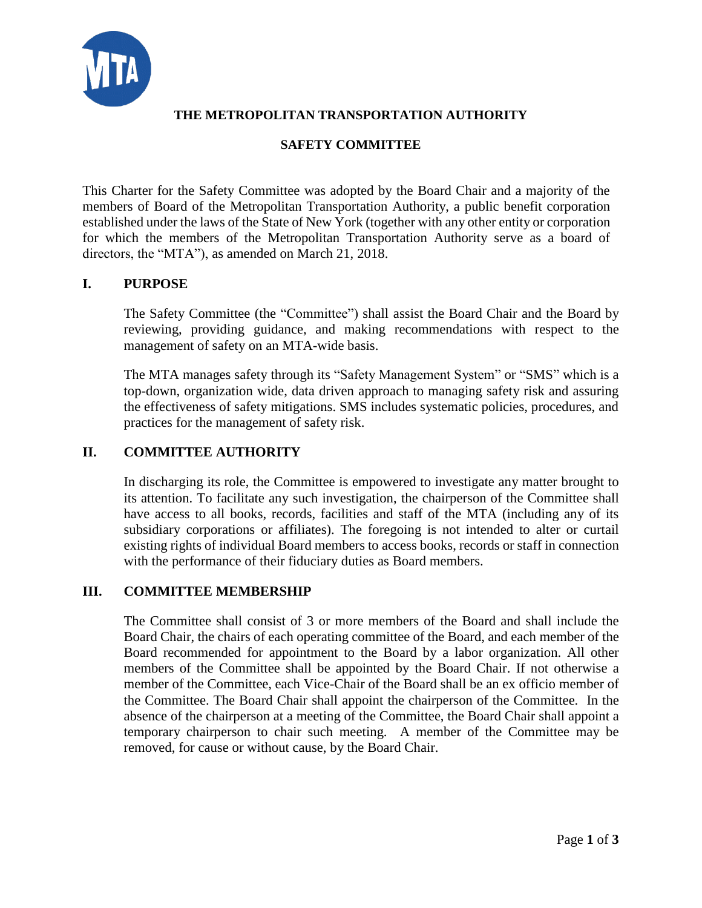# THE METROPOLITAN TRANSPORTATION AUTHORITY

## SAFETY COMMITTEE

This Charter for the Safety Committee was adopted by the Board Chair and a majority of the members of Board of the Metropolitan Transportation Authority, a public benefit corporation established under the laws of the State of New York (together with any other entity or corporation for which the members of the Metropolitan Transportation Authority serve as a board of directors, the "MTA"), as amended on March 21, 2018.

## I. PURPOSE

The Safety Committee (the "Committee") shall assist the Board Chair and the Board by reviewing, providing guidance, and making recommendations with respect to the management of safety on an MTA-wide basis.

The MTA manages safety through its "Safety Management System" or "SMS" which is a top-down, organization wide, data driven approach to managing safety risk and assuring the effectiveness of safety mitigations. SMS includes systematic policies, procedures, and practices for the management of safety risk.

## II. COMMITTEE AUTHORITY

In discharging its role, the Committee is empowered to investigate any matter brought to its attention. To facilitate any such investigation, the chairperson of the Committee shall have access to all books, records, facilities and staff of the MTA (including any of its subsidiary corporations or affiliates). The foregoing is not intended to alter or curtail existing rights of individual Board members to access books, records or staff in connection with the performance of their fiduciary duties as Board members.

## III. COMMITTEE MEMBERSHIP

The Committee shall consist of 3 or more members of the Board and shall include the Board Chair, the chairs of each operating committee of the Board, and each member of the Board recommended for appointment to the Board by a labor organization. All other members of the Committee shall be appointed by the Board Chair. If not otherwise a member of the Committee, each Vice-Chair of the Board shall be an ex officio member of the Committee. The Board Chair shall appoint the chairperson of the Committee. In the absence of the chairperson at a meeting of the Committee, the Board Chair shall appoint a temporary chairperson to chair such meeting. A member of the Committee may be removed, for cause or without cause, by the Board Chair.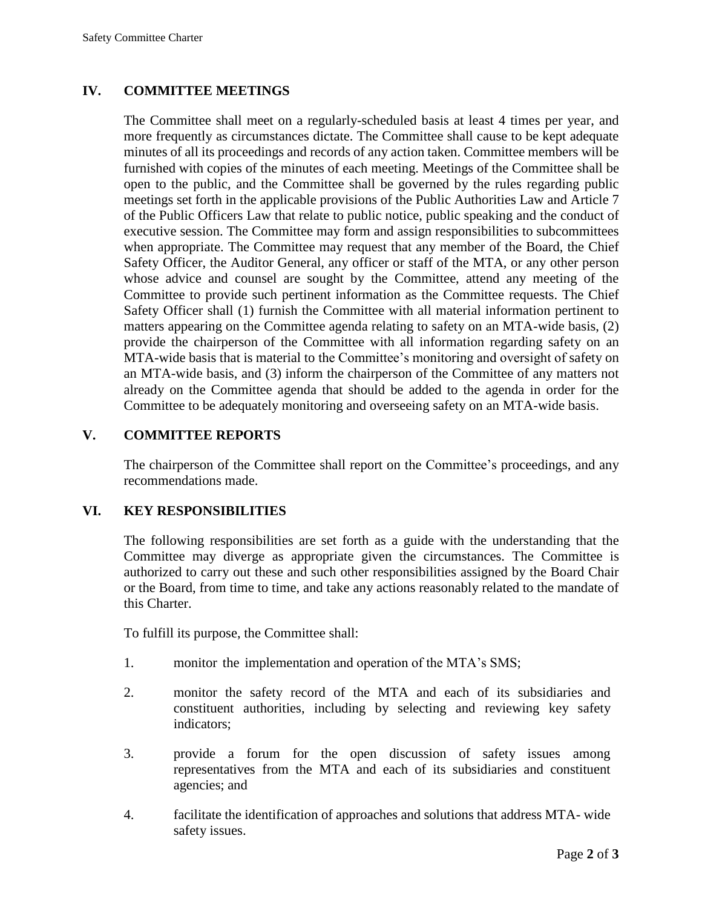## IV. COMMITTEE MEETINGS

The Committee shall meet on a regularly-scheduled basis at least 4 times per year, and more frequently as circumstances dictate. The Committee shall cause to be kept adequate minutes of all its proceedings and records of any action taken. Committee members will be furnished with copies of the minutes of each meeting. Meetings of the Committee shall be open to the public, and the Committee shall be governed by the rules regarding public meetings set forth in the applicable provisions of the Public Authorities Law and Article 7 of the Public Officers Law that relate to public notice, public speaking and the conduct of executive session. The Committee may form and assign responsibilities to subcommittees when appropriate. The Committee may request that any member of the Board, the Chief Safety Officer, the Auditor General, any officer or staff of the MTA, or any other person whose advice and counsel are sought by the Committee, attend any meeting of the Committee to provide such pertinent information as the Committee requests. The Chief Safety Officer shall (1) furnish the Committee with all material information pertinent to matters appearing on the Committee agenda relating to safety on an MTA-wide basis, (2) provide the chairperson of the Committee with all information regarding safety on an MTA-wide basis that is material to the Committee's monitoring and oversight of safety on an MTA-wide basis, and (3) inform the chairperson of the Committee of any matters not already on the Committee agenda that should be added to the agenda in order for the Committee to be adequately monitoring and overseeing safety on an MTA-wide basis.

## V. COMMITTEE REPORTS

The chairperson of the Committee shall report on the Committee's proceedings, and any recommendations made.

## VI. KEY RESPONSIBILITIES

The following responsibilities are set forth as a guide with the understanding that the Committee may diverge as appropriate given the circumstances. The Committee is authorized to carry out these and such other responsibilities assigned by the Board Chair or the Board, from time to time, and take any actions reasonably related to the mandate of this Charter.

To fulfill its purpose, the Committee shall:

1. monitor the implementation and operation of the MTA's SMS;
2. monitor the safety record of the MTA and each of its subsidiaries and constituent authorities, including by selecting and reviewing key safety indicators;
3. provide a forum for the open discussion of safety issues among representatives from the MTA and each of its subsidiaries and constituent agencies; and
4. facilitate the identification of approaches and solutions that address MTA- wide safety issues.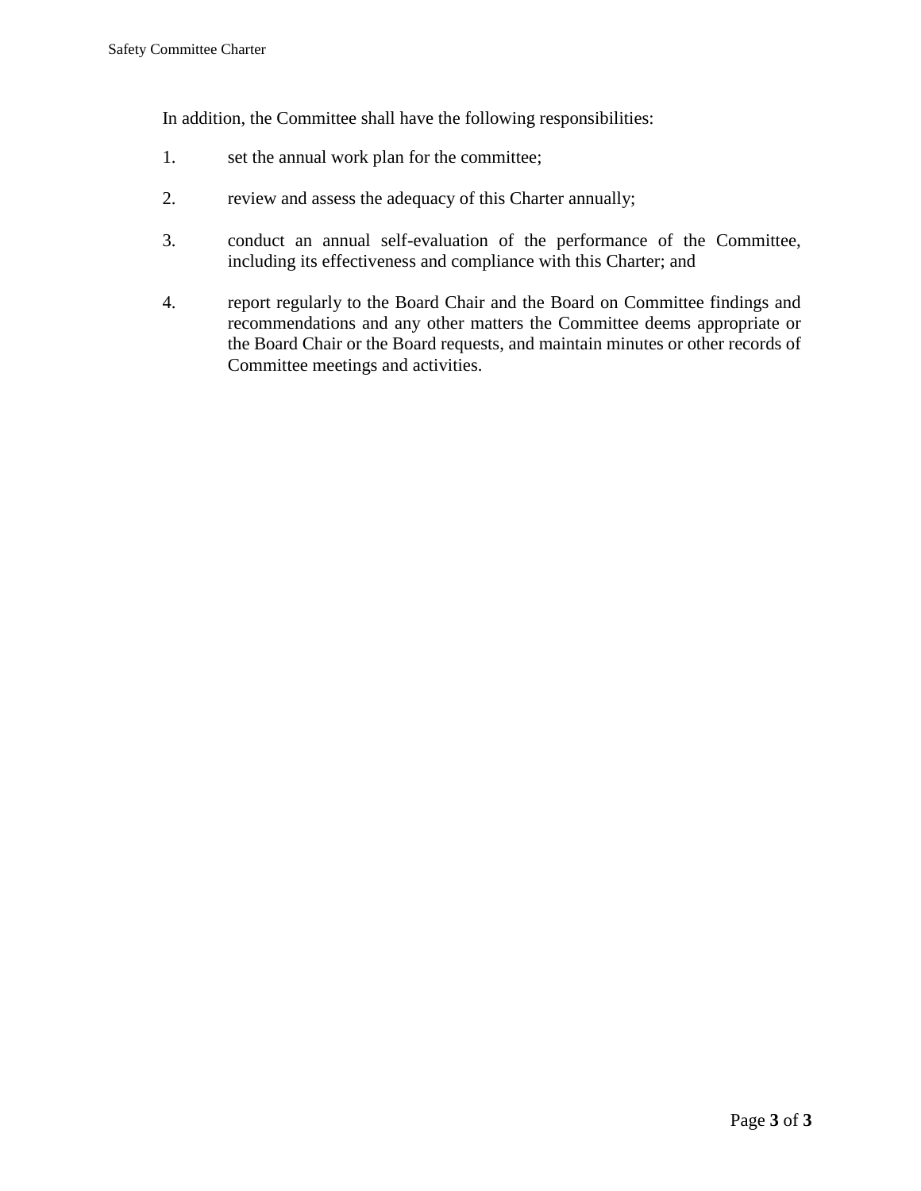In addition, the Committee shall have the following responsibilities:

1. set the annual work plan for the committee;

2. review and assess the adequacy of this Charter annually;

3. conduct an annual self-evaluation of the performance of the Committee, including its effectiveness and compliance with this Charter; and

4. report regularly to the Board Chair and the Board on Committee findings and recommendations and any other matters the Committee deems appropriate or the Board Chair or the Board requests, and maintain minutes or other records of Committee meetings and activities.